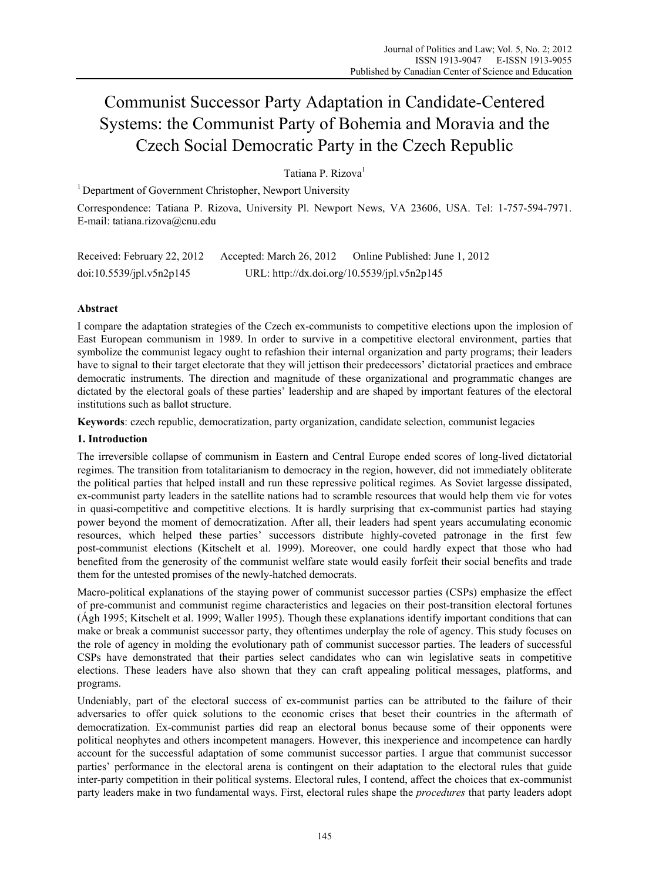# Communist Successor Party Adaptation in Candidate-Centered Systems: the Communist Party of Bohemia and Moravia and the Czech Social Democratic Party in the Czech Republic

Tatiana P. Rizova[1]

[1] Department of Government Christopher, Newport University

Correspondence: Tatiana P. Rizova, University Pl. Newport News, VA 23606, USA. Tel: 1-757-594-7971. E-mail: tatiana.rizova@cnu.edu

Received: February 22, 2012 Accepted: March 26, 2012 Online Published: June 1, 2012

doi:10.5539/jpl.v5n2p145 URL: http://dx.doi.org/10.5539/jpl.v5n2p145

**Abstract**

I compare the adaptation strategies of the Czech ex-communists to competitive elections upon the implosion of East European communism in 1989. In order to survive in a competitive electoral environment, parties that symbolize the communist legacy ought to refashion their internal organization and party programs; their leaders have to signal to their target electorate that they will jettison their predecessors' dictatorial practices and embrace democratic instruments. The direction and magnitude of these organizational and programmatic changes are dictated by the electoral goals of these parties' leadership and are shaped by important features of the electoral institutions such as ballot structure.

**Keywords**: czech republic, democratization, party organization, candidate selection, communist legacies

## 1. Introduction

The irreversible collapse of communism in Eastern and Central Europe ended scores of long-lived dictatorial regimes. The transition from totalitarianism to democracy in the region, however, did not immediately obliterate the political parties that helped install and run these repressive political regimes. As Soviet largesse dissipated, ex-communist party leaders in the satellite nations had to scramble resources that would help them vie for votes in quasi-competitive and competitive elections. It is hardly surprising that ex-communist parties had staying power beyond the moment of democratization. After all, their leaders had spent years accumulating economic resources, which helped these parties' successors distribute highly-coveted patronage in the first few post-communist elections (Kitschelt et al. 1999). Moreover, one could hardly expect that those who had benefited from the generosity of the communist welfare state would easily forfeit their social benefits and trade them for the untested promises of the newly-hatched democrats.

Macro-political explanations of the staying power of communist successor parties (CSPs) emphasize the effect of pre-communist and communist regime characteristics and legacies on their post-transition electoral fortunes (Ágh 1995; Kitschelt et al. 1999; Waller 1995). Though these explanations identify important conditions that can make or break a communist successor party, they oftentimes underplay the role of agency. This study focuses on the role of agency in molding the evolutionary path of communist successor parties. The leaders of successful CSPs have demonstrated that their parties select candidates who can win legislative seats in competitive elections. These leaders have also shown that they can craft appealing political messages, platforms, and programs.

Undeniably, part of the electoral success of ex-communist parties can be attributed to the failure of their adversaries to offer quick solutions to the economic crises that beset their countries in the aftermath of democratization. Ex-communist parties did reap an electoral bonus because some of their opponents were political neophytes and others incompetent managers. However, this inexperience and incompetence can hardly account for the successful adaptation of some communist successor parties. I argue that communist successor parties' performance in the electoral arena is contingent on their adaptation to the electoral rules that guide inter-party competition in their political systems. Electoral rules, I contend, affect the choices that ex-communist party leaders make in two fundamental ways. First, electoral rules shape the *procedures* that party leaders adopt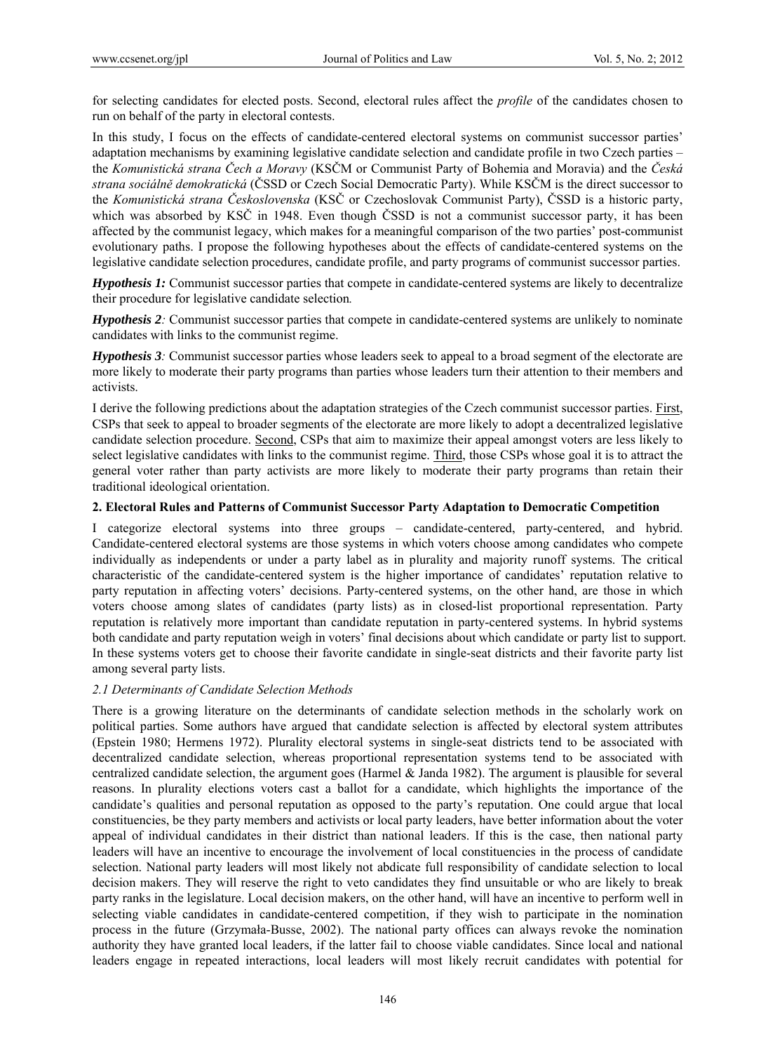for selecting candidates for elected posts. Second, electoral rules affect the *profile* of the candidates chosen to run on behalf of the party in electoral contests.

In this study, I focus on the effects of candidate-centered electoral systems on communist successor parties' adaptation mechanisms by examining legislative candidate selection and candidate profile in two Czech parties – the *Komunistická strana Čech a Moravy* (KSČM or Communist Party of Bohemia and Moravia) and the *Česká strana sociálně demokratická* (ČSSD or Czech Social Democratic Party). While KSČM is the direct successor to the *Komunistická strana Československa* (KSČ or Czechoslovak Communist Party), ČSSD is a historic party, which was absorbed by KSČ in 1948. Even though ČSSD is not a communist successor party, it has been affected by the communist legacy, which makes for a meaningful comparison of the two parties' post-communist evolutionary paths. I propose the following hypotheses about the effects of candidate-centered systems on the legislative candidate selection procedures, candidate profile, and party programs of communist successor parties.

***Hypothesis 1:*** Communist successor parties that compete in candidate-centered systems are likely to decentralize their procedure for legislative candidate selection*.*

***Hypothesis 2****:* Communist successor parties that compete in candidate-centered systems are unlikely to nominate candidates with links to the communist regime.

***Hypothesis 3****:* Communist successor parties whose leaders seek to appeal to a broad segment of the electorate are more likely to moderate their party programs than parties whose leaders turn their attention to their members and activists.

I derive the following predictions about the adaptation strategies of the Czech communist successor parties. First, CSPs that seek to appeal to broader segments of the electorate are more likely to adopt a decentralized legislative candidate selection procedure. Second, CSPs that aim to maximize their appeal amongst voters are less likely to select legislative candidates with links to the communist regime. Third, those CSPs whose goal it is to attract the general voter rather than party activists are more likely to moderate their party programs than retain their traditional ideological orientation.

## 2. Electoral Rules and Patterns of Communist Successor Party Adaptation to Democratic Competition

I categorize electoral systems into three groups – candidate-centered, party-centered, and hybrid. Candidate-centered electoral systems are those systems in which voters choose among candidates who compete individually as independents or under a party label as in plurality and majority runoff systems. The critical characteristic of the candidate-centered system is the higher importance of candidates' reputation relative to party reputation in affecting voters' decisions. Party-centered systems, on the other hand, are those in which voters choose among slates of candidates (party lists) as in closed-list proportional representation. Party reputation is relatively more important than candidate reputation in party-centered systems. In hybrid systems both candidate and party reputation weigh in voters' final decisions about which candidate or party list to support. In these systems voters get to choose their favorite candidate in single-seat districts and their favorite party list among several party lists.

### *2.1 Determinants of Candidate Selection Methods*

There is a growing literature on the determinants of candidate selection methods in the scholarly work on political parties. Some authors have argued that candidate selection is affected by electoral system attributes (Epstein 1980; Hermens 1972). Plurality electoral systems in single-seat districts tend to be associated with decentralized candidate selection, whereas proportional representation systems tend to be associated with centralized candidate selection, the argument goes (Harmel & Janda 1982). The argument is plausible for several reasons. In plurality elections voters cast a ballot for a candidate, which highlights the importance of the candidate's qualities and personal reputation as opposed to the party's reputation. One could argue that local constituencies, be they party members and activists or local party leaders, have better information about the voter appeal of individual candidates in their district than national leaders. If this is the case, then national party leaders will have an incentive to encourage the involvement of local constituencies in the process of candidate selection. National party leaders will most likely not abdicate full responsibility of candidate selection to local decision makers. They will reserve the right to veto candidates they find unsuitable or who are likely to break party ranks in the legislature. Local decision makers, on the other hand, will have an incentive to perform well in selecting viable candidates in candidate-centered competition, if they wish to participate in the nomination process in the future (Grzymała-Busse, 2002). The national party offices can always revoke the nomination authority they have granted local leaders, if the latter fail to choose viable candidates. Since local and national leaders engage in repeated interactions, local leaders will most likely recruit candidates with potential for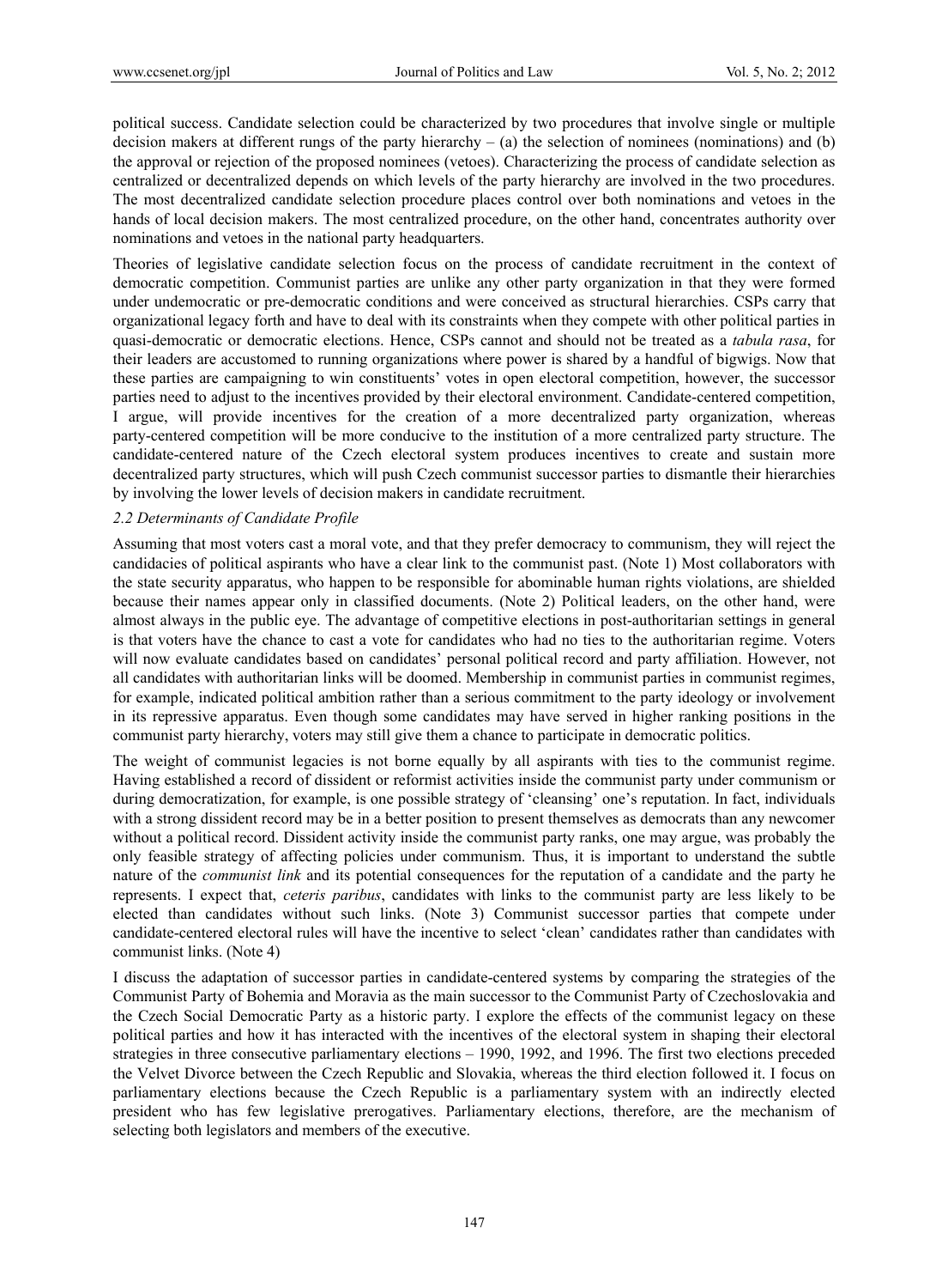political success. Candidate selection could be characterized by two procedures that involve single or multiple decision makers at different rungs of the party hierarchy – (a) the selection of nominees (nominations) and (b) the approval or rejection of the proposed nominees (vetoes). Characterizing the process of candidate selection as centralized or decentralized depends on which levels of the party hierarchy are involved in the two procedures. The most decentralized candidate selection procedure places control over both nominations and vetoes in the hands of local decision makers. The most centralized procedure, on the other hand, concentrates authority over nominations and vetoes in the national party headquarters.

Theories of legislative candidate selection focus on the process of candidate recruitment in the context of democratic competition. Communist parties are unlike any other party organization in that they were formed under undemocratic or pre-democratic conditions and were conceived as structural hierarchies. CSPs carry that organizational legacy forth and have to deal with its constraints when they compete with other political parties in quasi-democratic or democratic elections. Hence, CSPs cannot and should not be treated as a *tabula rasa*, for their leaders are accustomed to running organizations where power is shared by a handful of bigwigs. Now that these parties are campaigning to win constituents' votes in open electoral competition, however, the successor parties need to adjust to the incentives provided by their electoral environment. Candidate-centered competition, I argue, will provide incentives for the creation of a more decentralized party organization, whereas party-centered competition will be more conducive to the institution of a more centralized party structure. The candidate-centered nature of the Czech electoral system produces incentives to create and sustain more decentralized party structures, which will push Czech communist successor parties to dismantle their hierarchies by involving the lower levels of decision makers in candidate recruitment.

### *2.2 Determinants of Candidate Profile*

Assuming that most voters cast a moral vote, and that they prefer democracy to communism, they will reject the candidacies of political aspirants who have a clear link to the communist past. (Note 1) Most collaborators with the state security apparatus, who happen to be responsible for abominable human rights violations, are shielded because their names appear only in classified documents. (Note 2) Political leaders, on the other hand, were almost always in the public eye. The advantage of competitive elections in post-authoritarian settings in general is that voters have the chance to cast a vote for candidates who had no ties to the authoritarian regime. Voters will now evaluate candidates based on candidates' personal political record and party affiliation. However, not all candidates with authoritarian links will be doomed. Membership in communist parties in communist regimes, for example, indicated political ambition rather than a serious commitment to the party ideology or involvement in its repressive apparatus. Even though some candidates may have served in higher ranking positions in the communist party hierarchy, voters may still give them a chance to participate in democratic politics.

The weight of communist legacies is not borne equally by all aspirants with ties to the communist regime. Having established a record of dissident or reformist activities inside the communist party under communism or during democratization, for example, is one possible strategy of 'cleansing' one's reputation. In fact, individuals with a strong dissident record may be in a better position to present themselves as democrats than any newcomer without a political record. Dissident activity inside the communist party ranks, one may argue, was probably the only feasible strategy of affecting policies under communism. Thus, it is important to understand the subtle nature of the *communist link* and its potential consequences for the reputation of a candidate and the party he represents. I expect that, *ceteris paribus*, candidates with links to the communist party are less likely to be elected than candidates without such links. (Note 3) Communist successor parties that compete under candidate-centered electoral rules will have the incentive to select 'clean' candidates rather than candidates with communist links. (Note 4)

I discuss the adaptation of successor parties in candidate-centered systems by comparing the strategies of the Communist Party of Bohemia and Moravia as the main successor to the Communist Party of Czechoslovakia and the Czech Social Democratic Party as a historic party. I explore the effects of the communist legacy on these political parties and how it has interacted with the incentives of the electoral system in shaping their electoral strategies in three consecutive parliamentary elections – 1990, 1992, and 1996. The first two elections preceded the Velvet Divorce between the Czech Republic and Slovakia, whereas the third election followed it. I focus on parliamentary elections because the Czech Republic is a parliamentary system with an indirectly elected president who has few legislative prerogatives. Parliamentary elections, therefore, are the mechanism of selecting both legislators and members of the executive.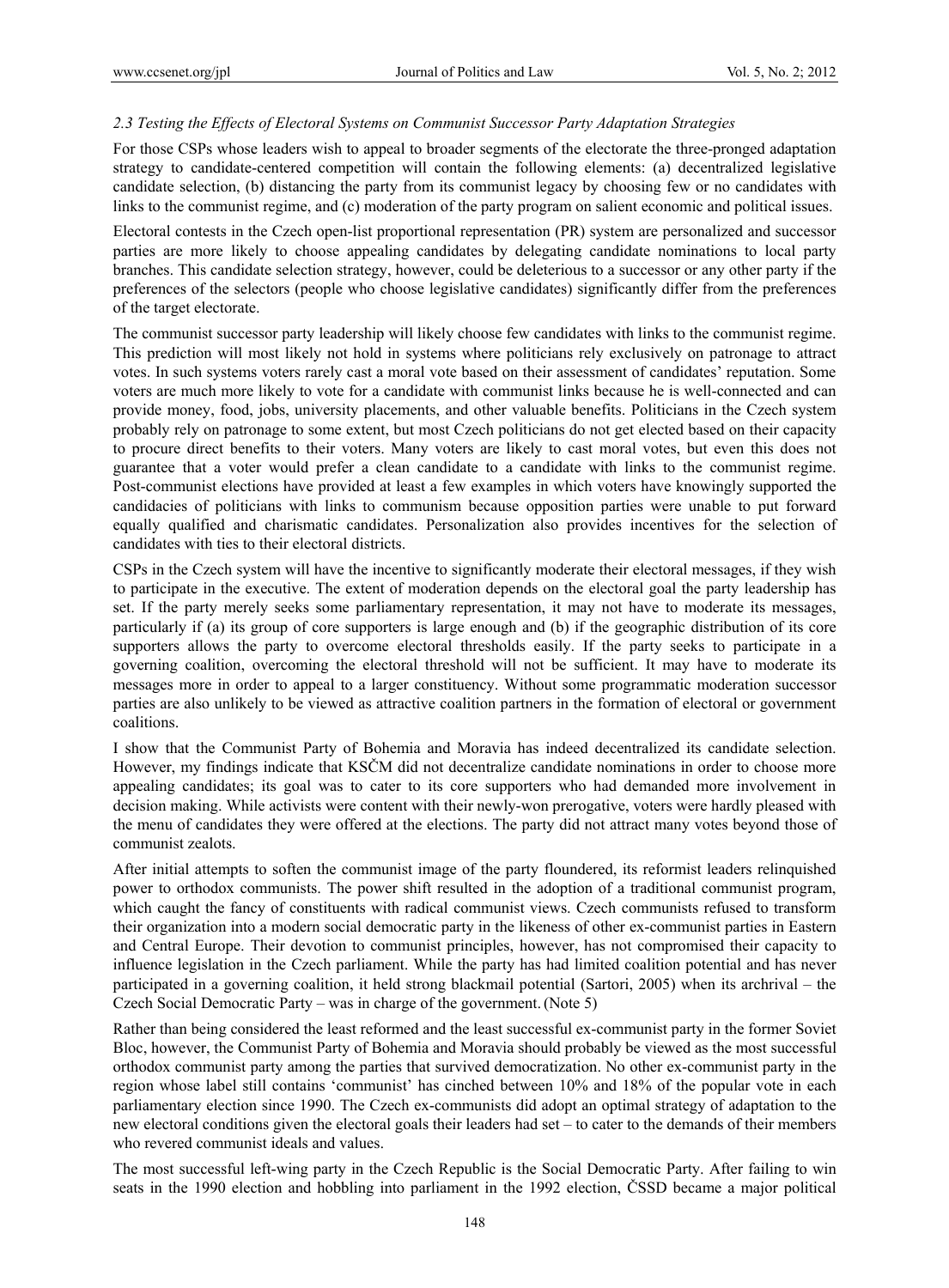### *2.3 Testing the Effects of Electoral Systems on Communist Successor Party Adaptation Strategies*

For those CSPs whose leaders wish to appeal to broader segments of the electorate the three-pronged adaptation strategy to candidate-centered competition will contain the following elements: (a) decentralized legislative candidate selection, (b) distancing the party from its communist legacy by choosing few or no candidates with links to the communist regime, and (c) moderation of the party program on salient economic and political issues.

Electoral contests in the Czech open-list proportional representation (PR) system are personalized and successor parties are more likely to choose appealing candidates by delegating candidate nominations to local party branches. This candidate selection strategy, however, could be deleterious to a successor or any other party if the preferences of the selectors (people who choose legislative candidates) significantly differ from the preferences of the target electorate.

The communist successor party leadership will likely choose few candidates with links to the communist regime. This prediction will most likely not hold in systems where politicians rely exclusively on patronage to attract votes. In such systems voters rarely cast a moral vote based on their assessment of candidates' reputation. Some voters are much more likely to vote for a candidate with communist links because he is well-connected and can provide money, food, jobs, university placements, and other valuable benefits. Politicians in the Czech system probably rely on patronage to some extent, but most Czech politicians do not get elected based on their capacity to procure direct benefits to their voters. Many voters are likely to cast moral votes, but even this does not guarantee that a voter would prefer a clean candidate to a candidate with links to the communist regime. Post-communist elections have provided at least a few examples in which voters have knowingly supported the candidacies of politicians with links to communism because opposition parties were unable to put forward equally qualified and charismatic candidates. Personalization also provides incentives for the selection of candidates with ties to their electoral districts.

CSPs in the Czech system will have the incentive to significantly moderate their electoral messages, if they wish to participate in the executive. The extent of moderation depends on the electoral goal the party leadership has set. If the party merely seeks some parliamentary representation, it may not have to moderate its messages, particularly if (a) its group of core supporters is large enough and (b) if the geographic distribution of its core supporters allows the party to overcome electoral thresholds easily. If the party seeks to participate in a governing coalition, overcoming the electoral threshold will not be sufficient. It may have to moderate its messages more in order to appeal to a larger constituency. Without some programmatic moderation successor parties are also unlikely to be viewed as attractive coalition partners in the formation of electoral or government coalitions.

I show that the Communist Party of Bohemia and Moravia has indeed decentralized its candidate selection. However, my findings indicate that KSČM did not decentralize candidate nominations in order to choose more appealing candidates; its goal was to cater to its core supporters who had demanded more involvement in decision making. While activists were content with their newly-won prerogative, voters were hardly pleased with the menu of candidates they were offered at the elections. The party did not attract many votes beyond those of communist zealots.

After initial attempts to soften the communist image of the party floundered, its reformist leaders relinquished power to orthodox communists. The power shift resulted in the adoption of a traditional communist program, which caught the fancy of constituents with radical communist views. Czech communists refused to transform their organization into a modern social democratic party in the likeness of other ex-communist parties in Eastern and Central Europe. Their devotion to communist principles, however, has not compromised their capacity to influence legislation in the Czech parliament. While the party has had limited coalition potential and has never participated in a governing coalition, it held strong blackmail potential (Sartori, 2005) when its archrival – the Czech Social Democratic Party – was in charge of the government. (Note 5)

Rather than being considered the least reformed and the least successful ex-communist party in the former Soviet Bloc, however, the Communist Party of Bohemia and Moravia should probably be viewed as the most successful orthodox communist party among the parties that survived democratization. No other ex-communist party in the region whose label still contains 'communist' has cinched between 10% and 18% of the popular vote in each parliamentary election since 1990. The Czech ex-communists did adopt an optimal strategy of adaptation to the new electoral conditions given the electoral goals their leaders had set – to cater to the demands of their members who revered communist ideals and values.

The most successful left-wing party in the Czech Republic is the Social Democratic Party. After failing to win seats in the 1990 election and hobbling into parliament in the 1992 election, ČSSD became a major political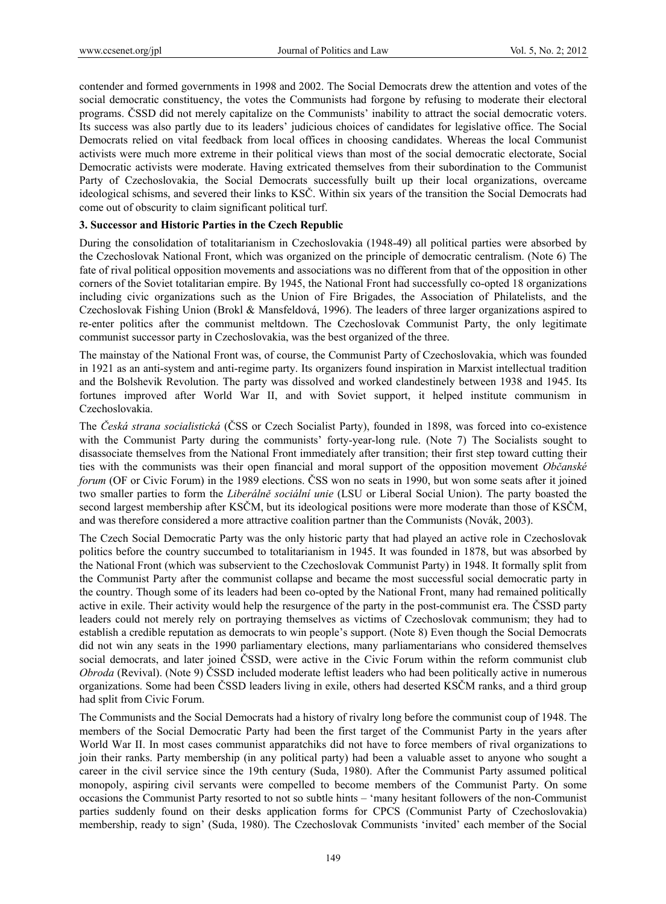contender and formed governments in 1998 and 2002. The Social Democrats drew the attention and votes of the social democratic constituency, the votes the Communists had forgone by refusing to moderate their electoral programs. ČSSD did not merely capitalize on the Communists' inability to attract the social democratic voters. Its success was also partly due to its leaders' judicious choices of candidates for legislative office. The Social Democrats relied on vital feedback from local offices in choosing candidates. Whereas the local Communist activists were much more extreme in their political views than most of the social democratic electorate, Social Democratic activists were moderate. Having extricated themselves from their subordination to the Communist Party of Czechoslovakia, the Social Democrats successfully built up their local organizations, overcame ideological schisms, and severed their links to KSČ. Within six years of the transition the Social Democrats had come out of obscurity to claim significant political turf.

### 3. Successor and Historic Parties in the Czech Republic

During the consolidation of totalitarianism in Czechoslovakia (1948-49) all political parties were absorbed by the Czechoslovak National Front, which was organized on the principle of democratic centralism. (Note 6) The fate of rival political opposition movements and associations was no different from that of the opposition in other corners of the Soviet totalitarian empire. By 1945, the National Front had successfully co-opted 18 organizations including civic organizations such as the Union of Fire Brigades, the Association of Philatelists, and the Czechoslovak Fishing Union (Brokl & Mansfeldová, 1996). The leaders of three larger organizations aspired to re-enter politics after the communist meltdown. The Czechoslovak Communist Party, the only legitimate communist successor party in Czechoslovakia, was the best organized of the three.

The mainstay of the National Front was, of course, the Communist Party of Czechoslovakia, which was founded in 1921 as an anti-system and anti-regime party. Its organizers found inspiration in Marxist intellectual tradition and the Bolshevik Revolution. The party was dissolved and worked clandestinely between 1938 and 1945. Its fortunes improved after World War II, and with Soviet support, it helped institute communism in Czechoslovakia.

The *Česká strana socialistická* (ČSS or Czech Socialist Party), founded in 1898, was forced into co-existence with the Communist Party during the communists' forty-year-long rule. (Note 7) The Socialists sought to disassociate themselves from the National Front immediately after transition; their first step toward cutting their ties with the communists was their open financial and moral support of the opposition movement *Občanské forum* (OF or Civic Forum) in the 1989 elections. ČSS won no seats in 1990, but won some seats after it joined two smaller parties to form the *Liberálně sociální unie* (LSU or Liberal Social Union). The party boasted the second largest membership after KSČM, but its ideological positions were more moderate than those of KSČM, and was therefore considered a more attractive coalition partner than the Communists (Novák, 2003).

The Czech Social Democratic Party was the only historic party that had played an active role in Czechoslovak politics before the country succumbed to totalitarianism in 1945. It was founded in 1878, but was absorbed by the National Front (which was subservient to the Czechoslovak Communist Party) in 1948. It formally split from the Communist Party after the communist collapse and became the most successful social democratic party in the country. Though some of its leaders had been co-opted by the National Front, many had remained politically active in exile. Their activity would help the resurgence of the party in the post-communist era. The ČSSD party leaders could not merely rely on portraying themselves as victims of Czechoslovak communism; they had to establish a credible reputation as democrats to win people's support. (Note 8) Even though the Social Democrats did not win any seats in the 1990 parliamentary elections, many parliamentarians who considered themselves social democrats, and later joined ČSSD, were active in the Civic Forum within the reform communist club *Obroda* (Revival). (Note 9) ČSSD included moderate leftist leaders who had been politically active in numerous organizations. Some had been ČSSD leaders living in exile, others had deserted KSČM ranks, and a third group had split from Civic Forum.

The Communists and the Social Democrats had a history of rivalry long before the communist coup of 1948. The members of the Social Democratic Party had been the first target of the Communist Party in the years after World War II. In most cases communist apparatchiks did not have to force members of rival organizations to join their ranks. Party membership (in any political party) had been a valuable asset to anyone who sought a career in the civil service since the 19th century (Suda, 1980). After the Communist Party assumed political monopoly, aspiring civil servants were compelled to become members of the Communist Party. On some occasions the Communist Party resorted to not so subtle hints – 'many hesitant followers of the non-Communist parties suddenly found on their desks application forms for CPCS (Communist Party of Czechoslovakia) membership, ready to sign' (Suda, 1980). The Czechoslovak Communists 'invited' each member of the Social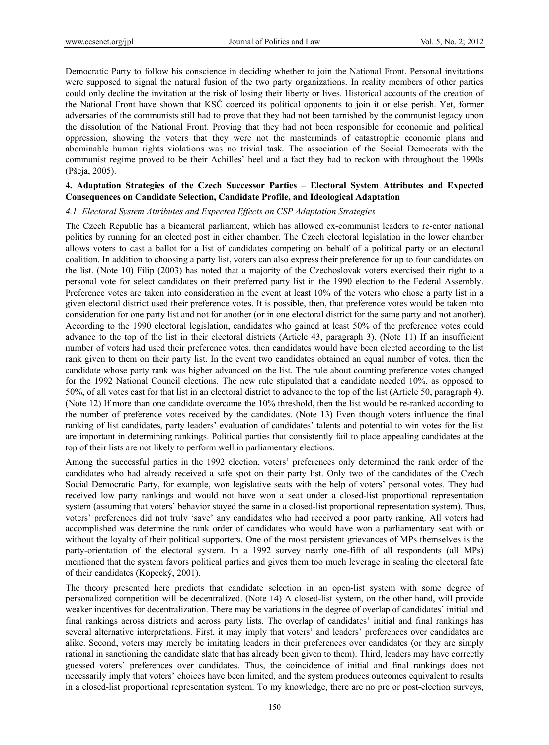Democratic Party to follow his conscience in deciding whether to join the National Front. Personal invitations were supposed to signal the natural fusion of the two party organizations. In reality members of other parties could only decline the invitation at the risk of losing their liberty or lives. Historical accounts of the creation of the National Front have shown that KSČ coerced its political opponents to join it or else perish. Yet, former adversaries of the communists still had to prove that they had not been tarnished by the communist legacy upon the dissolution of the National Front. Proving that they had not been responsible for economic and political oppression, showing the voters that they were not the masterminds of catastrophic economic plans and abominable human rights violations was no trivial task. The association of the Social Democrats with the communist regime proved to be their Achilles' heel and a fact they had to reckon with throughout the 1990s (Pšeja, 2005).

## 4. Adaptation Strategies of the Czech Successor Parties – Electoral System Attributes and Expected Consequences on Candidate Selection, Candidate Profile, and Ideological Adaptation

### *4.1 Electoral System Attributes and Expected Effects on CSP Adaptation Strategies*

The Czech Republic has a bicameral parliament, which has allowed ex-communist leaders to re-enter national politics by running for an elected post in either chamber. The Czech electoral legislation in the lower chamber allows voters to cast a ballot for a list of candidates competing on behalf of a political party or an electoral coalition. In addition to choosing a party list, voters can also express their preference for up to four candidates on the list. (Note 10) Filip (2003) has noted that a majority of the Czechoslovak voters exercised their right to a personal vote for select candidates on their preferred party list in the 1990 election to the Federal Assembly. Preference votes are taken into consideration in the event at least 10% of the voters who chose a party list in a given electoral district used their preference votes. It is possible, then, that preference votes would be taken into consideration for one party list and not for another (or in one electoral district for the same party and not another). According to the 1990 electoral legislation, candidates who gained at least 50% of the preference votes could advance to the top of the list in their electoral districts (Article 43, paragraph 3). (Note 11) If an insufficient number of voters had used their preference votes, then candidates would have been elected according to the list rank given to them on their party list. In the event two candidates obtained an equal number of votes, then the candidate whose party rank was higher advanced on the list. The rule about counting preference votes changed for the 1992 National Council elections. The new rule stipulated that a candidate needed 10%, as opposed to 50%, of all votes cast for that list in an electoral district to advance to the top of the list (Article 50, paragraph 4). (Note 12) If more than one candidate overcame the 10% threshold, then the list would be re-ranked according to the number of preference votes received by the candidates. (Note 13) Even though voters influence the final ranking of list candidates, party leaders' evaluation of candidates' talents and potential to win votes for the list are important in determining rankings. Political parties that consistently fail to place appealing candidates at the top of their lists are not likely to perform well in parliamentary elections.

Among the successful parties in the 1992 election, voters' preferences only determined the rank order of the candidates who had already received a safe spot on their party list. Only two of the candidates of the Czech Social Democratic Party, for example, won legislative seats with the help of voters' personal votes. They had received low party rankings and would not have won a seat under a closed-list proportional representation system (assuming that voters' behavior stayed the same in a closed-list proportional representation system). Thus, voters' preferences did not truly 'save' any candidates who had received a poor party ranking. All voters had accomplished was determine the rank order of candidates who would have won a parliamentary seat with or without the loyalty of their political supporters. One of the most persistent grievances of MPs themselves is the party-orientation of the electoral system. In a 1992 survey nearly one-fifth of all respondents (all MPs) mentioned that the system favors political parties and gives them too much leverage in sealing the electoral fate of their candidates (Kopecký, 2001).

The theory presented here predicts that candidate selection in an open-list system with some degree of personalized competition will be decentralized. (Note 14) A closed-list system, on the other hand, will provide weaker incentives for decentralization. There may be variations in the degree of overlap of candidates' initial and final rankings across districts and across party lists. The overlap of candidates' initial and final rankings has several alternative interpretations. First, it may imply that voters' and leaders' preferences over candidates are alike. Second, voters may merely be imitating leaders in their preferences over candidates (or they are simply rational in sanctioning the candidate slate that has already been given to them). Third, leaders may have correctly guessed voters' preferences over candidates. Thus, the coincidence of initial and final rankings does not necessarily imply that voters' choices have been limited, and the system produces outcomes equivalent to results in a closed-list proportional representation system. To my knowledge, there are no pre or post-election surveys,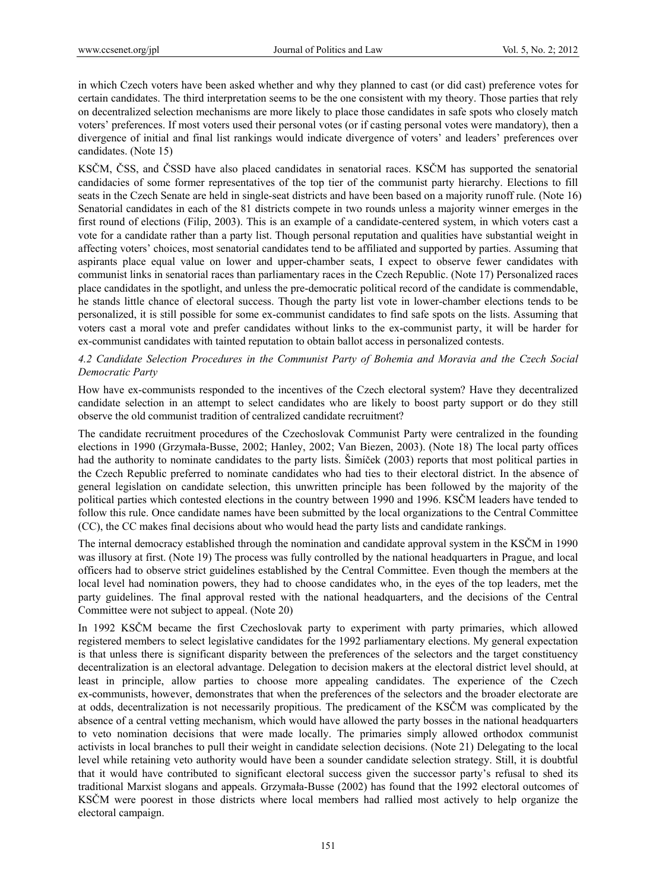in which Czech voters have been asked whether and why they planned to cast (or did cast) preference votes for certain candidates. The third interpretation seems to be the one consistent with my theory. Those parties that rely on decentralized selection mechanisms are more likely to place those candidates in safe spots who closely match voters' preferences. If most voters used their personal votes (or if casting personal votes were mandatory), then a divergence of initial and final list rankings would indicate divergence of voters' and leaders' preferences over candidates. (Note 15)

KSČM, ČSS, and ČSSD have also placed candidates in senatorial races. KSČM has supported the senatorial candidacies of some former representatives of the top tier of the communist party hierarchy. Elections to fill seats in the Czech Senate are held in single-seat districts and have been based on a majority runoff rule. (Note 16) Senatorial candidates in each of the 81 districts compete in two rounds unless a majority winner emerges in the first round of elections (Filip, 2003). This is an example of a candidate-centered system, in which voters cast a vote for a candidate rather than a party list. Though personal reputation and qualities have substantial weight in affecting voters' choices, most senatorial candidates tend to be affiliated and supported by parties. Assuming that aspirants place equal value on lower and upper-chamber seats, I expect to observe fewer candidates with communist links in senatorial races than parliamentary races in the Czech Republic. (Note 17) Personalized races place candidates in the spotlight, and unless the pre-democratic political record of the candidate is commendable, he stands little chance of electoral success. Though the party list vote in lower-chamber elections tends to be personalized, it is still possible for some ex-communist candidates to find safe spots on the lists. Assuming that voters cast a moral vote and prefer candidates without links to the ex-communist party, it will be harder for ex-communist candidates with tainted reputation to obtain ballot access in personalized contests.

#### *4.2 Candidate Selection Procedures in the Communist Party of Bohemia and Moravia and the Czech Social Democratic Party*

How have ex-communists responded to the incentives of the Czech electoral system? Have they decentralized candidate selection in an attempt to select candidates who are likely to boost party support or do they still observe the old communist tradition of centralized candidate recruitment?

The candidate recruitment procedures of the Czechoslovak Communist Party were centralized in the founding elections in 1990 (Grzymała-Busse, 2002; Hanley, 2002; Van Biezen, 2003). (Note 18) The local party offices had the authority to nominate candidates to the party lists. Šimíček (2003) reports that most political parties in the Czech Republic preferred to nominate candidates who had ties to their electoral district. In the absence of general legislation on candidate selection, this unwritten principle has been followed by the majority of the political parties which contested elections in the country between 1990 and 1996. KSČM leaders have tended to follow this rule. Once candidate names have been submitted by the local organizations to the Central Committee (CC), the CC makes final decisions about who would head the party lists and candidate rankings.

The internal democracy established through the nomination and candidate approval system in the KSČM in 1990 was illusory at first. (Note 19) The process was fully controlled by the national headquarters in Prague, and local officers had to observe strict guidelines established by the Central Committee. Even though the members at the local level had nomination powers, they had to choose candidates who, in the eyes of the top leaders, met the party guidelines. The final approval rested with the national headquarters, and the decisions of the Central Committee were not subject to appeal. (Note 20)

In 1992 KSČM became the first Czechoslovak party to experiment with party primaries, which allowed registered members to select legislative candidates for the 1992 parliamentary elections. My general expectation is that unless there is significant disparity between the preferences of the selectors and the target constituency decentralization is an electoral advantage. Delegation to decision makers at the electoral district level should, at least in principle, allow parties to choose more appealing candidates. The experience of the Czech ex-communists, however, demonstrates that when the preferences of the selectors and the broader electorate are at odds, decentralization is not necessarily propitious. The predicament of the KSČM was complicated by the absence of a central vetting mechanism, which would have allowed the party bosses in the national headquarters to veto nomination decisions that were made locally. The primaries simply allowed orthodox communist activists in local branches to pull their weight in candidate selection decisions. (Note 21) Delegating to the local level while retaining veto authority would have been a sounder candidate selection strategy. Still, it is doubtful that it would have contributed to significant electoral success given the successor party's refusal to shed its traditional Marxist slogans and appeals. Grzymała-Busse (2002) has found that the 1992 electoral outcomes of KSČM were poorest in those districts where local members had rallied most actively to help organize the electoral campaign.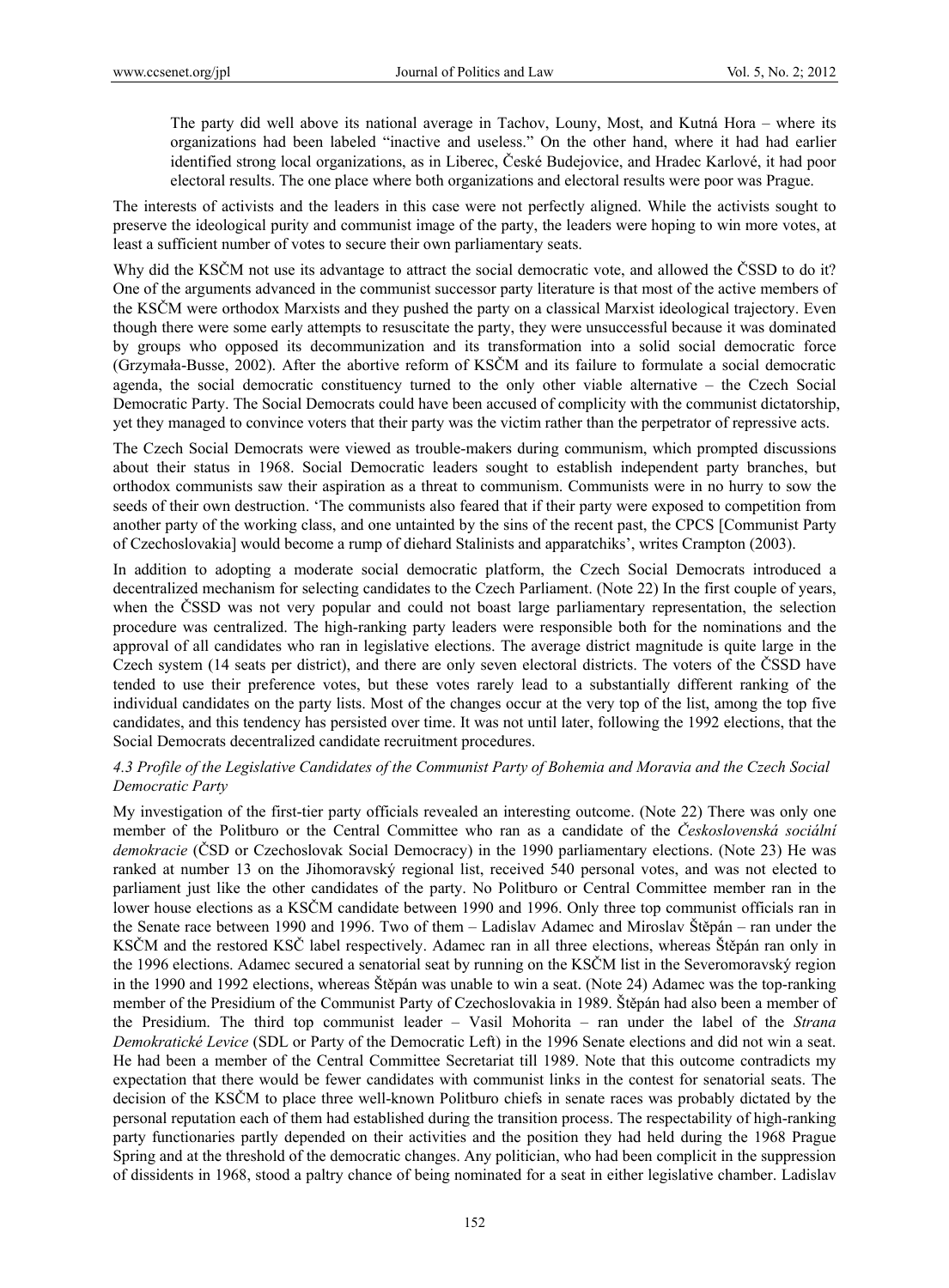> The party did well above its national average in Tachov, Louny, Most, and Kutná Hora – where its organizations had been labeled "inactive and useless." On the other hand, where it had had earlier identified strong local organizations, as in Liberec, České Budejovice, and Hradec Karlové, it had poor electoral results. The one place where both organizations and electoral results were poor was Prague.

The interests of activists and the leaders in this case were not perfectly aligned. While the activists sought to preserve the ideological purity and communist image of the party, the leaders were hoping to win more votes, at least a sufficient number of votes to secure their own parliamentary seats.

Why did the KSČM not use its advantage to attract the social democratic vote, and allowed the ČSSD to do it? One of the arguments advanced in the communist successor party literature is that most of the active members of the KSČM were orthodox Marxists and they pushed the party on a classical Marxist ideological trajectory. Even though there were some early attempts to resuscitate the party, they were unsuccessful because it was dominated by groups who opposed its decommunization and its transformation into a solid social democratic force (Grzymała-Busse, 2002). After the abortive reform of KSČM and its failure to formulate a social democratic agenda, the social democratic constituency turned to the only other viable alternative – the Czech Social Democratic Party. The Social Democrats could have been accused of complicity with the communist dictatorship, yet they managed to convince voters that their party was the victim rather than the perpetrator of repressive acts.

The Czech Social Democrats were viewed as trouble-makers during communism, which prompted discussions about their status in 1968. Social Democratic leaders sought to establish independent party branches, but orthodox communists saw their aspiration as a threat to communism. Communists were in no hurry to sow the seeds of their own destruction. 'The communists also feared that if their party were exposed to competition from another party of the working class, and one untainted by the sins of the recent past, the CPCS [Communist Party of Czechoslovakia] would become a rump of diehard Stalinists and apparatchiks', writes Crampton (2003).

In addition to adopting a moderate social democratic platform, the Czech Social Democrats introduced a decentralized mechanism for selecting candidates to the Czech Parliament. (Note 22) In the first couple of years, when the ČSSD was not very popular and could not boast large parliamentary representation, the selection procedure was centralized. The high-ranking party leaders were responsible both for the nominations and the approval of all candidates who ran in legislative elections. The average district magnitude is quite large in the Czech system (14 seats per district), and there are only seven electoral districts. The voters of the ČSSD have tended to use their preference votes, but these votes rarely lead to a substantially different ranking of the individual candidates on the party lists. Most of the changes occur at the very top of the list, among the top five candidates, and this tendency has persisted over time. It was not until later, following the 1992 elections, that the Social Democrats decentralized candidate recruitment procedures.

### *4.3 Profile of the Legislative Candidates of the Communist Party of Bohemia and Moravia and the Czech Social Democratic Party*

My investigation of the first-tier party officials revealed an interesting outcome. (Note 22) There was only one member of the Politburo or the Central Committee who ran as a candidate of the *Československá sociální demokracie* (ČSD or Czechoslovak Social Democracy) in the 1990 parliamentary elections. (Note 23) He was ranked at number 13 on the Jihomoravský regional list, received 540 personal votes, and was not elected to parliament just like the other candidates of the party. No Politburo or Central Committee member ran in the lower house elections as a KSČM candidate between 1990 and 1996. Only three top communist officials ran in the Senate race between 1990 and 1996. Two of them – Ladislav Adamec and Miroslav Štěpán – ran under the KSČM and the restored KSČ label respectively. Adamec ran in all three elections, whereas Štěpán ran only in the 1996 elections. Adamec secured a senatorial seat by running on the KSČM list in the Severomoravský region in the 1990 and 1992 elections, whereas Štěpán was unable to win a seat. (Note 24) Adamec was the top-ranking member of the Presidium of the Communist Party of Czechoslovakia in 1989. Štěpán had also been a member of the Presidium. The third top communist leader – Vasil Mohorita – ran under the label of the *Strana Demokratické Levice* (SDL or Party of the Democratic Left) in the 1996 Senate elections and did not win a seat. He had been a member of the Central Committee Secretariat till 1989. Note that this outcome contradicts my expectation that there would be fewer candidates with communist links in the contest for senatorial seats. The decision of the KSČM to place three well-known Politburo chiefs in senate races was probably dictated by the personal reputation each of them had established during the transition process. The respectability of high-ranking party functionaries partly depended on their activities and the position they had held during the 1968 Prague Spring and at the threshold of the democratic changes. Any politician, who had been complicit in the suppression of dissidents in 1968, stood a paltry chance of being nominated for a seat in either legislative chamber. Ladislav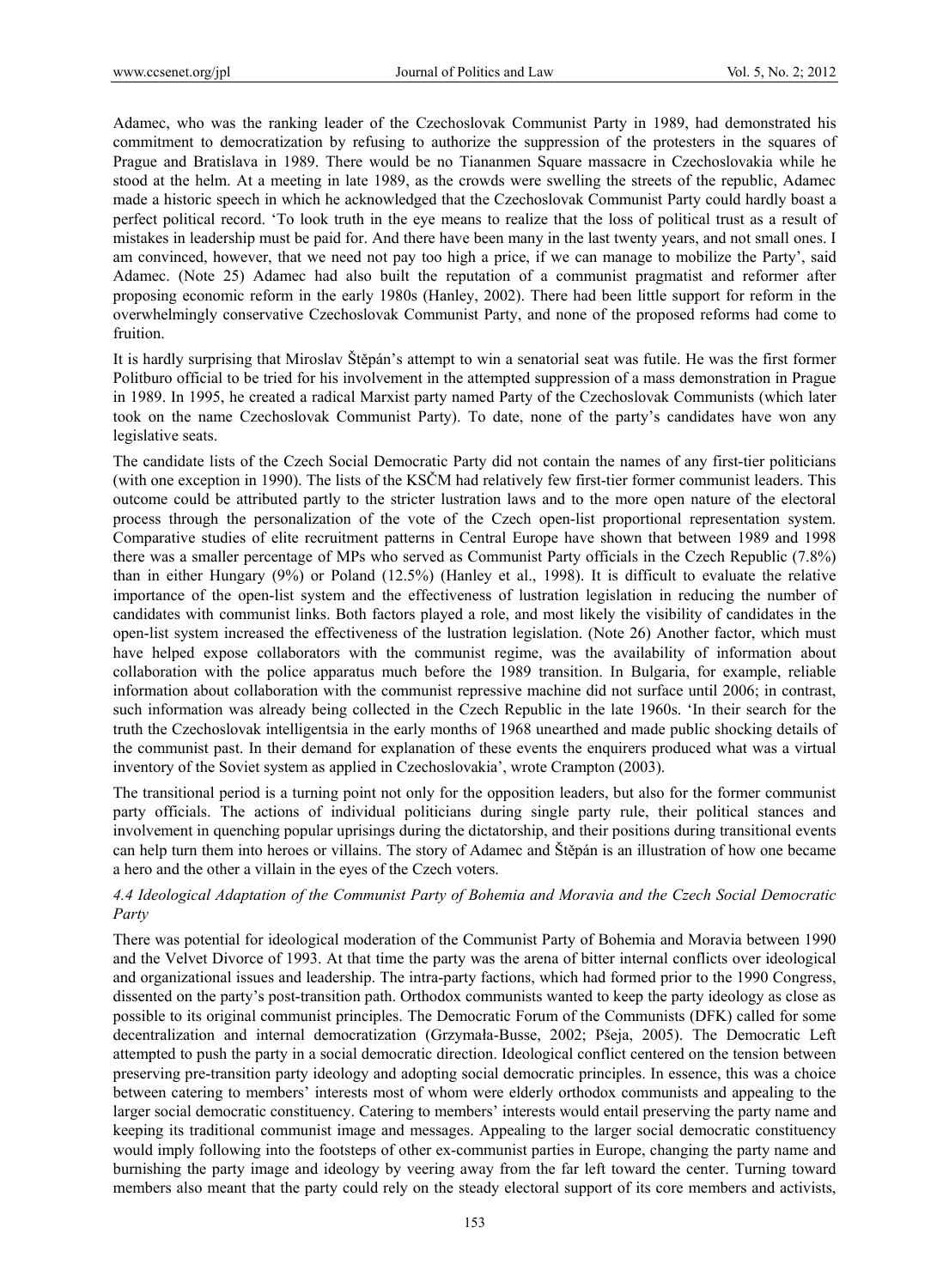Adamec, who was the ranking leader of the Czechoslovak Communist Party in 1989, had demonstrated his commitment to democratization by refusing to authorize the suppression of the protesters in the squares of Prague and Bratislava in 1989. There would be no Tiananmen Square massacre in Czechoslovakia while he stood at the helm. At a meeting in late 1989, as the crowds were swelling the streets of the republic, Adamec made a historic speech in which he acknowledged that the Czechoslovak Communist Party could hardly boast a perfect political record. 'To look truth in the eye means to realize that the loss of political trust as a result of mistakes in leadership must be paid for. And there have been many in the last twenty years, and not small ones. I am convinced, however, that we need not pay too high a price, if we can manage to mobilize the Party', said Adamec. (Note 25) Adamec had also built the reputation of a communist pragmatist and reformer after proposing economic reform in the early 1980s (Hanley, 2002). There had been little support for reform in the overwhelmingly conservative Czechoslovak Communist Party, and none of the proposed reforms had come to fruition.

It is hardly surprising that Miroslav Štěpán's attempt to win a senatorial seat was futile. He was the first former Politburo official to be tried for his involvement in the attempted suppression of a mass demonstration in Prague in 1989. In 1995, he created a radical Marxist party named Party of the Czechoslovak Communists (which later took on the name Czechoslovak Communist Party). To date, none of the party's candidates have won any legislative seats.

The candidate lists of the Czech Social Democratic Party did not contain the names of any first-tier politicians (with one exception in 1990). The lists of the KSČM had relatively few first-tier former communist leaders. This outcome could be attributed partly to the stricter lustration laws and to the more open nature of the electoral process through the personalization of the vote of the Czech open-list proportional representation system. Comparative studies of elite recruitment patterns in Central Europe have shown that between 1989 and 1998 there was a smaller percentage of MPs who served as Communist Party officials in the Czech Republic (7.8%) than in either Hungary (9%) or Poland (12.5%) (Hanley et al., 1998). It is difficult to evaluate the relative importance of the open-list system and the effectiveness of lustration legislation in reducing the number of candidates with communist links. Both factors played a role, and most likely the visibility of candidates in the open-list system increased the effectiveness of the lustration legislation. (Note 26) Another factor, which must have helped expose collaborators with the communist regime, was the availability of information about collaboration with the police apparatus much before the 1989 transition. In Bulgaria, for example, reliable information about collaboration with the communist repressive machine did not surface until 2006; in contrast, such information was already being collected in the Czech Republic in the late 1960s. 'In their search for the truth the Czechoslovak intelligentsia in the early months of 1968 unearthed and made public shocking details of the communist past. In their demand for explanation of these events the enquirers produced what was a virtual inventory of the Soviet system as applied in Czechoslovakia', wrote Crampton (2003).

The transitional period is a turning point not only for the opposition leaders, but also for the former communist party officials. The actions of individual politicians during single party rule, their political stances and involvement in quenching popular uprisings during the dictatorship, and their positions during transitional events can help turn them into heroes or villains. The story of Adamec and Štěpán is an illustration of how one became a hero and the other a villain in the eyes of the Czech voters.

### *4.4 Ideological Adaptation of the Communist Party of Bohemia and Moravia and the Czech Social Democratic Party*

There was potential for ideological moderation of the Communist Party of Bohemia and Moravia between 1990 and the Velvet Divorce of 1993. At that time the party was the arena of bitter internal conflicts over ideological and organizational issues and leadership. The intra-party factions, which had formed prior to the 1990 Congress, dissented on the party's post-transition path. Orthodox communists wanted to keep the party ideology as close as possible to its original communist principles. The Democratic Forum of the Communists (DFK) called for some decentralization and internal democratization (Grzymała-Busse, 2002; Pšeja, 2005). The Democratic Left attempted to push the party in a social democratic direction. Ideological conflict centered on the tension between preserving pre-transition party ideology and adopting social democratic principles. In essence, this was a choice between catering to members' interests most of whom were elderly orthodox communists and appealing to the larger social democratic constituency. Catering to members' interests would entail preserving the party name and keeping its traditional communist image and messages. Appealing to the larger social democratic constituency would imply following into the footsteps of other ex-communist parties in Europe, changing the party name and burnishing the party image and ideology by veering away from the far left toward the center. Turning toward members also meant that the party could rely on the steady electoral support of its core members and activists,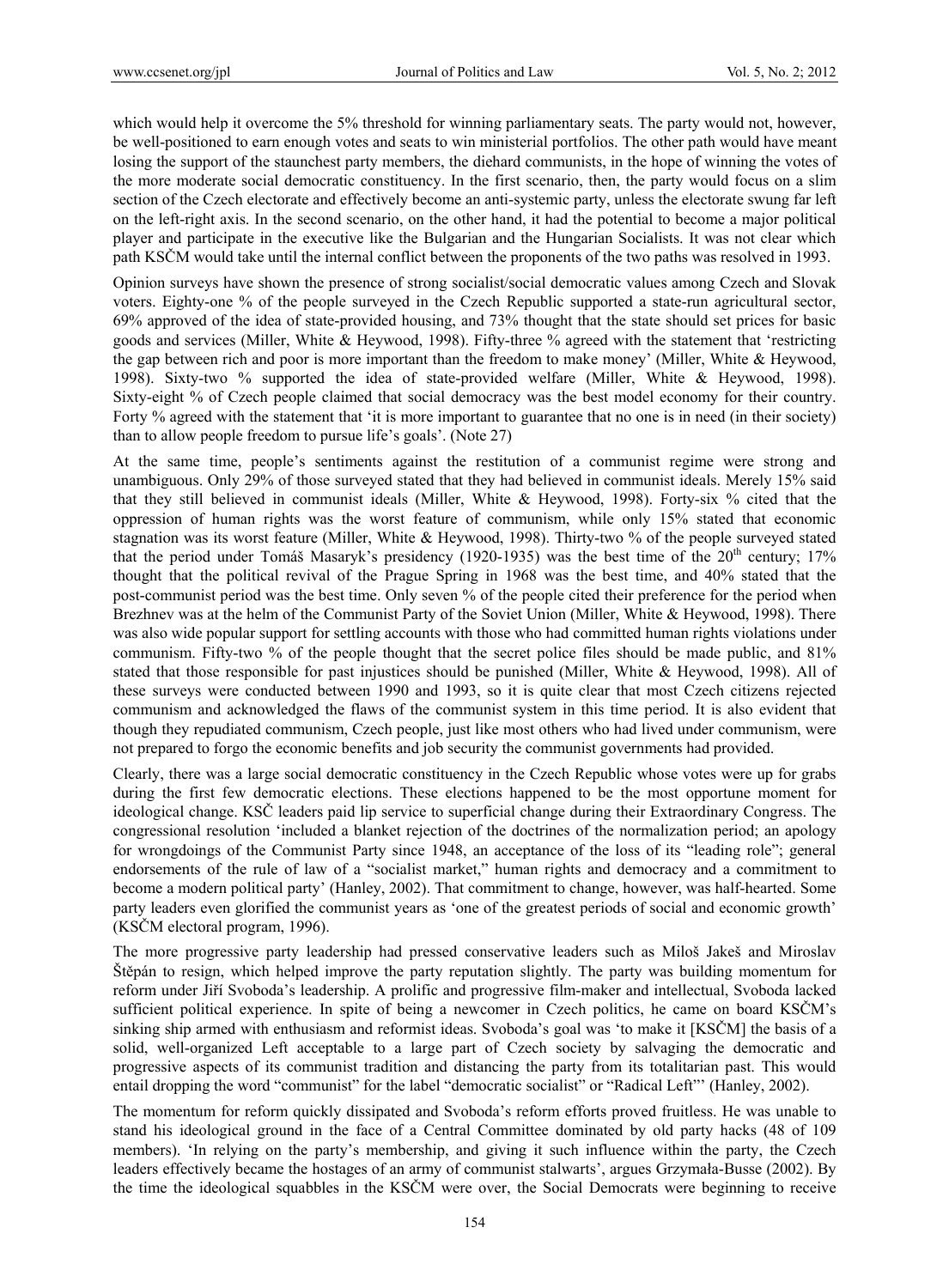which would help it overcome the 5% threshold for winning parliamentary seats. The party would not, however, be well-positioned to earn enough votes and seats to win ministerial portfolios. The other path would have meant losing the support of the staunchest party members, the diehard communists, in the hope of winning the votes of the more moderate social democratic constituency. In the first scenario, then, the party would focus on a slim section of the Czech electorate and effectively become an anti-systemic party, unless the electorate swung far left on the left-right axis. In the second scenario, on the other hand, it had the potential to become a major political player and participate in the executive like the Bulgarian and the Hungarian Socialists. It was not clear which path KSČM would take until the internal conflict between the proponents of the two paths was resolved in 1993.

Opinion surveys have shown the presence of strong socialist/social democratic values among Czech and Slovak voters. Eighty-one % of the people surveyed in the Czech Republic supported a state-run agricultural sector, 69% approved of the idea of state-provided housing, and 73% thought that the state should set prices for basic goods and services (Miller, White & Heywood, 1998). Fifty-three % agreed with the statement that 'restricting the gap between rich and poor is more important than the freedom to make money' (Miller, White & Heywood, 1998). Sixty-two % supported the idea of state-provided welfare (Miller, White & Heywood, 1998). Sixty-eight % of Czech people claimed that social democracy was the best model economy for their country. Forty % agreed with the statement that 'it is more important to guarantee that no one is in need (in their society) than to allow people freedom to pursue life's goals'. (Note 27)

At the same time, people's sentiments against the restitution of a communist regime were strong and unambiguous. Only 29% of those surveyed stated that they had believed in communist ideals. Merely 15% said that they still believed in communist ideals (Miller, White & Heywood, 1998). Forty-six % cited that the oppression of human rights was the worst feature of communism, while only 15% stated that economic stagnation was its worst feature (Miller, White & Heywood, 1998). Thirty-two % of the people surveyed stated that the period under Tomáš Masaryk's presidency (1920-1935) was the best time of the 20th century; 17% thought that the political revival of the Prague Spring in 1968 was the best time, and 40% stated that the post-communist period was the best time. Only seven % of the people cited their preference for the period when Brezhnev was at the helm of the Communist Party of the Soviet Union (Miller, White & Heywood, 1998). There was also wide popular support for settling accounts with those who had committed human rights violations under communism. Fifty-two % of the people thought that the secret police files should be made public, and 81% stated that those responsible for past injustices should be punished (Miller, White & Heywood, 1998). All of these surveys were conducted between 1990 and 1993, so it is quite clear that most Czech citizens rejected communism and acknowledged the flaws of the communist system in this time period. It is also evident that though they repudiated communism, Czech people, just like most others who had lived under communism, were not prepared to forgo the economic benefits and job security the communist governments had provided.

Clearly, there was a large social democratic constituency in the Czech Republic whose votes were up for grabs during the first few democratic elections. These elections happened to be the most opportune moment for ideological change. KSČ leaders paid lip service to superficial change during their Extraordinary Congress. The congressional resolution 'included a blanket rejection of the doctrines of the normalization period; an apology for wrongdoings of the Communist Party since 1948, an acceptance of the loss of its "leading role"; general endorsements of the rule of law of a "socialist market," human rights and democracy and a commitment to become a modern political party' (Hanley, 2002). That commitment to change, however, was half-hearted. Some party leaders even glorified the communist years as 'one of the greatest periods of social and economic growth' (KSČM electoral program, 1996).

The more progressive party leadership had pressed conservative leaders such as Miloš Jakeš and Miroslav Štěpán to resign, which helped improve the party reputation slightly. The party was building momentum for reform under Jiří Svoboda's leadership. A prolific and progressive film-maker and intellectual, Svoboda lacked sufficient political experience. In spite of being a newcomer in Czech politics, he came on board KSČM's sinking ship armed with enthusiasm and reformist ideas. Svoboda's goal was 'to make it [KSČM] the basis of a solid, well-organized Left acceptable to a large part of Czech society by salvaging the democratic and progressive aspects of its communist tradition and distancing the party from its totalitarian past. This would entail dropping the word "communist" for the label "democratic socialist" or "Radical Left"' (Hanley, 2002).

The momentum for reform quickly dissipated and Svoboda's reform efforts proved fruitless. He was unable to stand his ideological ground in the face of a Central Committee dominated by old party hacks (48 of 109 members). 'In relying on the party's membership, and giving it such influence within the party, the Czech leaders effectively became the hostages of an army of communist stalwarts', argues Grzymała-Busse (2002). By the time the ideological squabbles in the KSČM were over, the Social Democrats were beginning to receive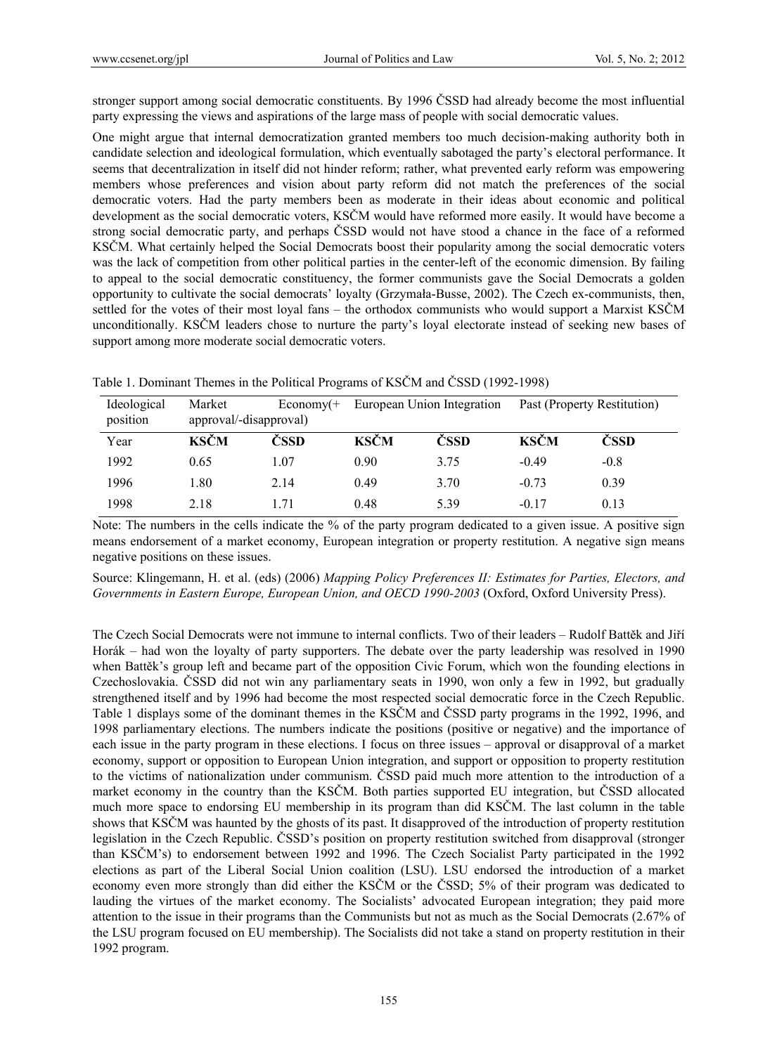stronger support among social democratic constituents. By 1996 ČSSD had already become the most influential party expressing the views and aspirations of the large mass of people with social democratic values.

One might argue that internal democratization granted members too much decision-making authority both in candidate selection and ideological formulation, which eventually sabotaged the party's electoral performance. It seems that decentralization in itself did not hinder reform; rather, what prevented early reform was empowering members whose preferences and vision about party reform did not match the preferences of the social democratic voters. Had the party members been as moderate in their ideas about economic and political development as the social democratic voters, KSČM would have reformed more easily. It would have become a strong social democratic party, and perhaps ČSSD would not have stood a chance in the face of a reformed KSČM. What certainly helped the Social Democrats boost their popularity among the social democratic voters was the lack of competition from other political parties in the center-left of the economic dimension. By failing to appeal to the social democratic constituency, the former communists gave the Social Democrats a golden opportunity to cultivate the social democrats' loyalty (Grzymała-Busse, 2002). The Czech ex-communists, then, settled for the votes of their most loyal fans – the orthodox communists who would support a Marxist KSČM unconditionally. KSČM leaders chose to nurture the party's loyal electorate instead of seeking new bases of support among more moderate social democratic voters.

Table 1. Dominant Themes in the Political Programs of KSČM and ČSSD (1992-1998)

| Ideological position | Market Economy(+ approval/-disapproval) | | European Union Integration | | Past (Property Restitution) | |
|---|---|---|---|---|---|---|
| Year | **KSČM** | **ČSSD** | **KSČM** | **ČSSD** | **KSČM** | **ČSSD** |
| 1992 | 0.65 | 1.07 | 0.90 | 3.75 | -0.49 | -0.8 |
| 1996 | 1.80 | 2.14 | 0.49 | 3.70 | -0.73 | 0.39 |
| 1998 | 2.18 | 1.71 | 0.48 | 5.39 | -0.17 | 0.13 |

Note: The numbers in the cells indicate the % of the party program dedicated to a given issue. A positive sign means endorsement of a market economy, European integration or property restitution. A negative sign means negative positions on these issues.

Source: Klingemann, H. et al. (eds) (2006) *Mapping Policy Preferences II: Estimates for Parties, Electors, and Governments in Eastern Europe, European Union, and OECD 1990-2003* (Oxford, Oxford University Press).

The Czech Social Democrats were not immune to internal conflicts. Two of their leaders – Rudolf Battěk and Jiří Horák – had won the loyalty of party supporters. The debate over the party leadership was resolved in 1990 when Battěk's group left and became part of the opposition Civic Forum, which won the founding elections in Czechoslovakia. ČSSD did not win any parliamentary seats in 1990, won only a few in 1992, but gradually strengthened itself and by 1996 had become the most respected social democratic force in the Czech Republic. Table 1 displays some of the dominant themes in the KSČM and ČSSD party programs in the 1992, 1996, and 1998 parliamentary elections. The numbers indicate the positions (positive or negative) and the importance of each issue in the party program in these elections. I focus on three issues – approval or disapproval of a market economy, support or opposition to European Union integration, and support or opposition to property restitution to the victims of nationalization under communism. ČSSD paid much more attention to the introduction of a market economy in the country than the KSČM. Both parties supported EU integration, but ČSSD allocated much more space to endorsing EU membership in its program than did KSČM. The last column in the table shows that KSČM was haunted by the ghosts of its past. It disapproved of the introduction of property restitution legislation in the Czech Republic. ČSSD's position on property restitution switched from disapproval (stronger than KSČM's) to endorsement between 1992 and 1996. The Czech Socialist Party participated in the 1992 elections as part of the Liberal Social Union coalition (LSU). LSU endorsed the introduction of a market economy even more strongly than did either the KSČM or the ČSSD; 5% of their program was dedicated to lauding the virtues of the market economy. The Socialists' advocated European integration; they paid more attention to the issue in their programs than the Communists but not as much as the Social Democrats (2.67% of the LSU program focused on EU membership). The Socialists did not take a stand on property restitution in their 1992 program.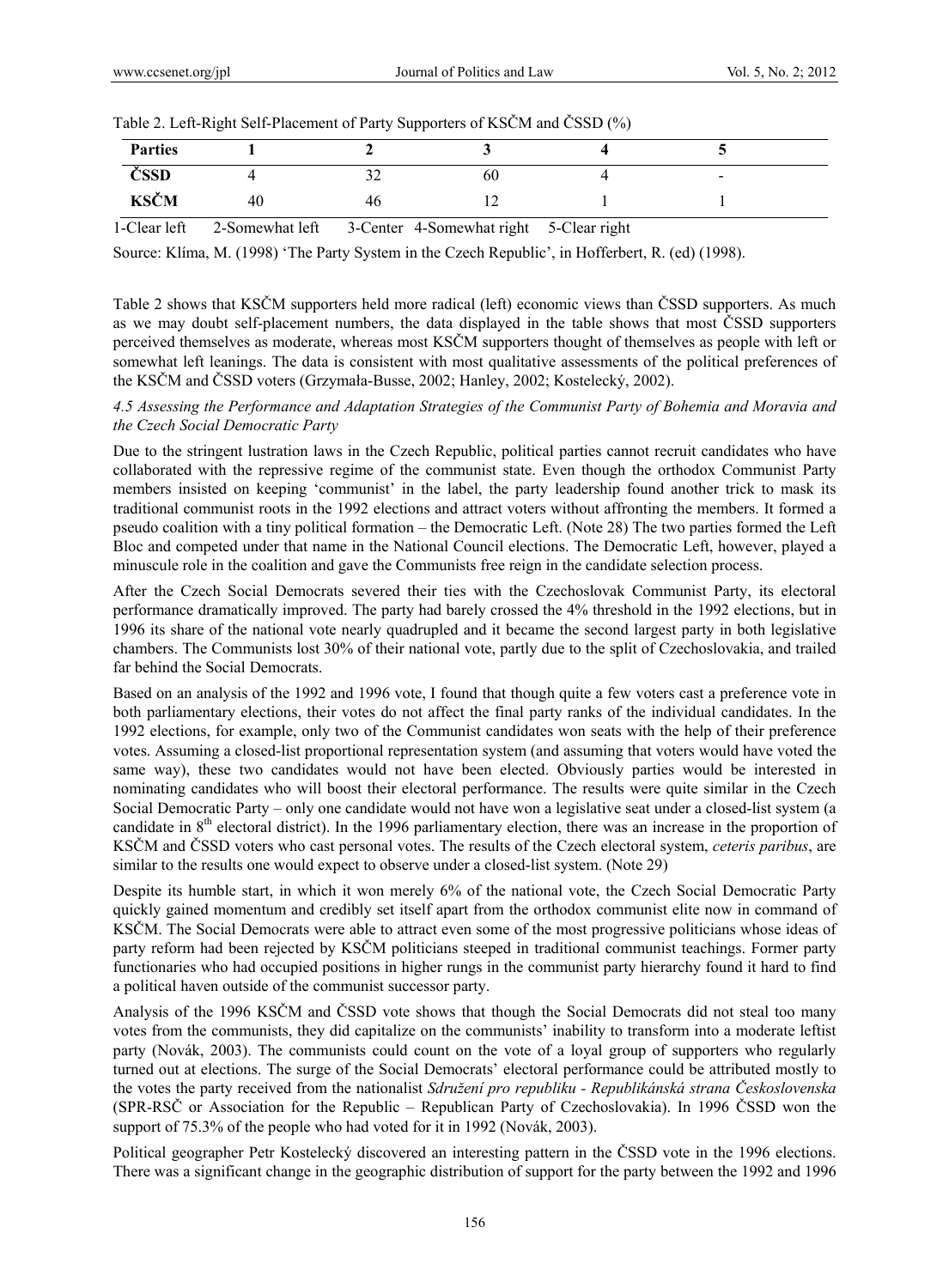Table 2. Left-Right Self-Placement of Party Supporters of KSČM and ČSSD (%)

| Parties | 1 | 2 | 3 | 4 | 5 |
|---|---|---|---|---|---|
| ČSSD | 4 | 32 | 60 | 4 | - |
| KSČM | 40 | 46 | 12 | 1 | 1 |

1-Clear left    2-Somewhat left    3-Center  4-Somewhat right    5-Clear right

Source: Klíma, M. (1998) 'The Party System in the Czech Republic', in Hofferbert, R. (ed) (1998).

Table 2 shows that KSČM supporters held more radical (left) economic views than ČSSD supporters. As much as we may doubt self-placement numbers, the data displayed in the table shows that most ČSSD supporters perceived themselves as moderate, whereas most KSČM supporters thought of themselves as people with left or somewhat left leanings. The data is consistent with most qualitative assessments of the political preferences of the KSČM and ČSSD voters (Grzymała-Busse, 2002; Hanley, 2002; Kostelecký, 2002).

#### *4.5 Assessing the Performance and Adaptation Strategies of the Communist Party of Bohemia and Moravia and the Czech Social Democratic Party*

Due to the stringent lustration laws in the Czech Republic, political parties cannot recruit candidates who have collaborated with the repressive regime of the communist state. Even though the orthodox Communist Party members insisted on keeping 'communist' in the label, the party leadership found another trick to mask its traditional communist roots in the 1992 elections and attract voters without affronting the members. It formed a pseudo coalition with a tiny political formation – the Democratic Left. (Note 28) The two parties formed the Left Bloc and competed under that name in the National Council elections. The Democratic Left, however, played a minuscule role in the coalition and gave the Communists free reign in the candidate selection process.

After the Czech Social Democrats severed their ties with the Czechoslovak Communist Party, its electoral performance dramatically improved. The party had barely crossed the 4% threshold in the 1992 elections, but in 1996 its share of the national vote nearly quadrupled and it became the second largest party in both legislative chambers. The Communists lost 30% of their national vote, partly due to the split of Czechoslovakia, and trailed far behind the Social Democrats.

Based on an analysis of the 1992 and 1996 vote, I found that though quite a few voters cast a preference vote in both parliamentary elections, their votes do not affect the final party ranks of the individual candidates. In the 1992 elections, for example, only two of the Communist candidates won seats with the help of their preference votes. Assuming a closed-list proportional representation system (and assuming that voters would have voted the same way), these two candidates would not have been elected. Obviously parties would be interested in nominating candidates who will boost their electoral performance. The results were quite similar in the Czech Social Democratic Party – only one candidate would not have won a legislative seat under a closed-list system (a candidate in 8th electoral district). In the 1996 parliamentary election, there was an increase in the proportion of KSČM and ČSSD voters who cast personal votes. The results of the Czech electoral system, *ceteris paribus*, are similar to the results one would expect to observe under a closed-list system. (Note 29)

Despite its humble start, in which it won merely 6% of the national vote, the Czech Social Democratic Party quickly gained momentum and credibly set itself apart from the orthodox communist elite now in command of KSČM. The Social Democrats were able to attract even some of the most progressive politicians whose ideas of party reform had been rejected by KSČM politicians steeped in traditional communist teachings. Former party functionaries who had occupied positions in higher rungs in the communist party hierarchy found it hard to find a political haven outside of the communist successor party.

Analysis of the 1996 KSČM and ČSSD vote shows that though the Social Democrats did not steal too many votes from the communists, they did capitalize on the communists' inability to transform into a moderate leftist party (Novák, 2003). The communists could count on the vote of a loyal group of supporters who regularly turned out at elections. The surge of the Social Democrats' electoral performance could be attributed mostly to the votes the party received from the nationalist *Sdružení pro republiku - Republikánská strana Československa* (SPR-RSČ or Association for the Republic – Republican Party of Czechoslovakia). In 1996 ČSSD won the support of 75.3% of the people who had voted for it in 1992 (Novák, 2003).

Political geographer Petr Kostelecký discovered an interesting pattern in the ČSSD vote in the 1996 elections. There was a significant change in the geographic distribution of support for the party between the 1992 and 1996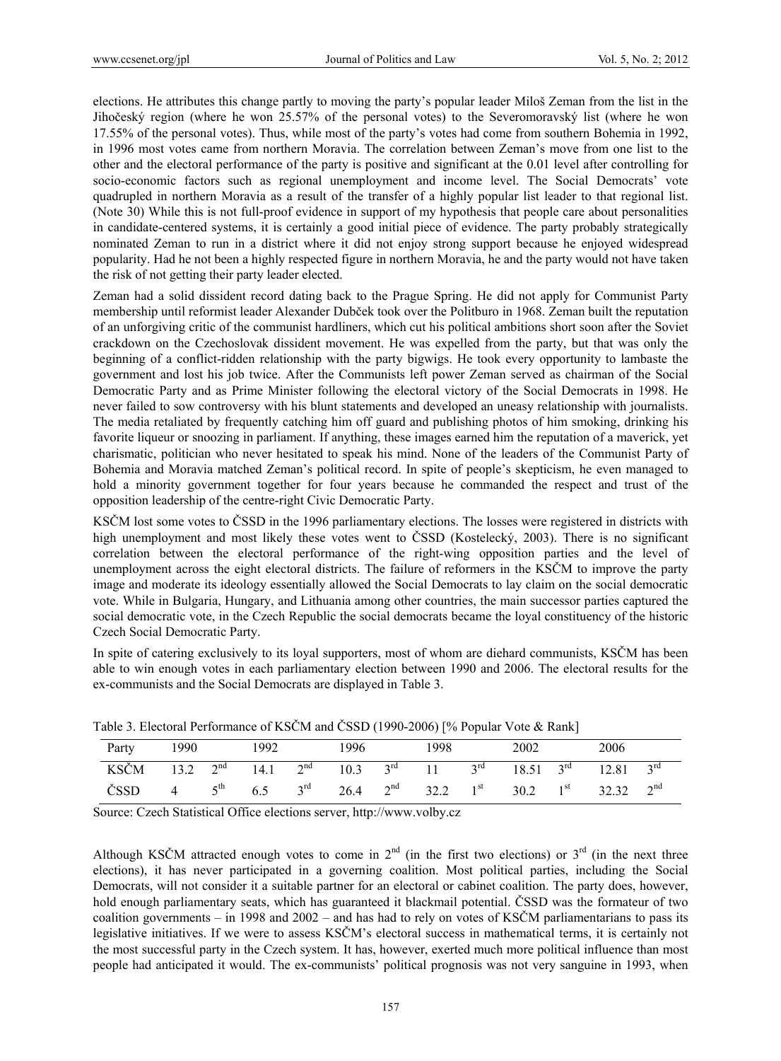elections. He attributes this change partly to moving the party's popular leader Miloš Zeman from the list in the Jihočeský region (where he won 25.57% of the personal votes) to the Severomoravský list (where he won 17.55% of the personal votes). Thus, while most of the party's votes had come from southern Bohemia in 1992, in 1996 most votes came from northern Moravia. The correlation between Zeman's move from one list to the other and the electoral performance of the party is positive and significant at the 0.01 level after controlling for socio-economic factors such as regional unemployment and income level. The Social Democrats' vote quadrupled in northern Moravia as a result of the transfer of a highly popular list leader to that regional list. (Note 30) While this is not full-proof evidence in support of my hypothesis that people care about personalities in candidate-centered systems, it is certainly a good initial piece of evidence. The party probably strategically nominated Zeman to run in a district where it did not enjoy strong support because he enjoyed widespread popularity. Had he not been a highly respected figure in northern Moravia, he and the party would not have taken the risk of not getting their party leader elected.

Zeman had a solid dissident record dating back to the Prague Spring. He did not apply for Communist Party membership until reformist leader Alexander Dubček took over the Politburo in 1968. Zeman built the reputation of an unforgiving critic of the communist hardliners, which cut his political ambitions short soon after the Soviet crackdown on the Czechoslovak dissident movement. He was expelled from the party, but that was only the beginning of a conflict-ridden relationship with the party bigwigs. He took every opportunity to lambaste the government and lost his job twice. After the Communists left power Zeman served as chairman of the Social Democratic Party and as Prime Minister following the electoral victory of the Social Democrats in 1998. He never failed to sow controversy with his blunt statements and developed an uneasy relationship with journalists. The media retaliated by frequently catching him off guard and publishing photos of him smoking, drinking his favorite liqueur or snoozing in parliament. If anything, these images earned him the reputation of a maverick, yet charismatic, politician who never hesitated to speak his mind. None of the leaders of the Communist Party of Bohemia and Moravia matched Zeman's political record. In spite of people's skepticism, he even managed to hold a minority government together for four years because he commanded the respect and trust of the opposition leadership of the centre-right Civic Democratic Party.

KSČM lost some votes to ČSSD in the 1996 parliamentary elections. The losses were registered in districts with high unemployment and most likely these votes went to ČSSD (Kostelecký, 2003). There is no significant correlation between the electoral performance of the right-wing opposition parties and the level of unemployment across the eight electoral districts. The failure of reformers in the KSČM to improve the party image and moderate its ideology essentially allowed the Social Democrats to lay claim on the social democratic vote. While in Bulgaria, Hungary, and Lithuania among other countries, the main successor parties captured the social democratic vote, in the Czech Republic the social democrats became the loyal constituency of the historic Czech Social Democratic Party.

In spite of catering exclusively to its loyal supporters, most of whom are diehard communists, KSČM has been able to win enough votes in each parliamentary election between 1990 and 2006. The electoral results for the ex-communists and the Social Democrats are displayed in Table 3.

Table 3. Electoral Performance of KSČM and ČSSD (1990-2006) [% Popular Vote & Rank]

| Party | 1990 | | 1992 | | 1996 | | 1998 | | 2002 | | 2006 | |
|---|---|---|---|---|---|---|---|---|---|---|---|---|
| KSČM | 13.2 | 2nd | 14.1 | 2nd | 10.3 | 3rd | 11 | 3rd | 18.51 | 3rd | 12.81 | 3rd |
| ČSSD | 4 | 5th | 6.5 | 3rd | 26.4 | 2nd | 32.2 | 1st | 30.2 | 1st | 32.32 | 2nd |

Source: Czech Statistical Office elections server, http://www.volby.cz

Although KSČM attracted enough votes to come in 2nd (in the first two elections) or 3rd (in the next three elections), it has never participated in a governing coalition. Most political parties, including the Social Democrats, will not consider it a suitable partner for an electoral or cabinet coalition. The party does, however, hold enough parliamentary seats, which has guaranteed it blackmail potential. ČSSD was the formateur of two coalition governments – in 1998 and 2002 – and has had to rely on votes of KSČM parliamentarians to pass its legislative initiatives. If we were to assess KSČM's electoral success in mathematical terms, it is certainly not the most successful party in the Czech system. It has, however, exerted much more political influence than most people had anticipated it would. The ex-communists' political prognosis was not very sanguine in 1993, when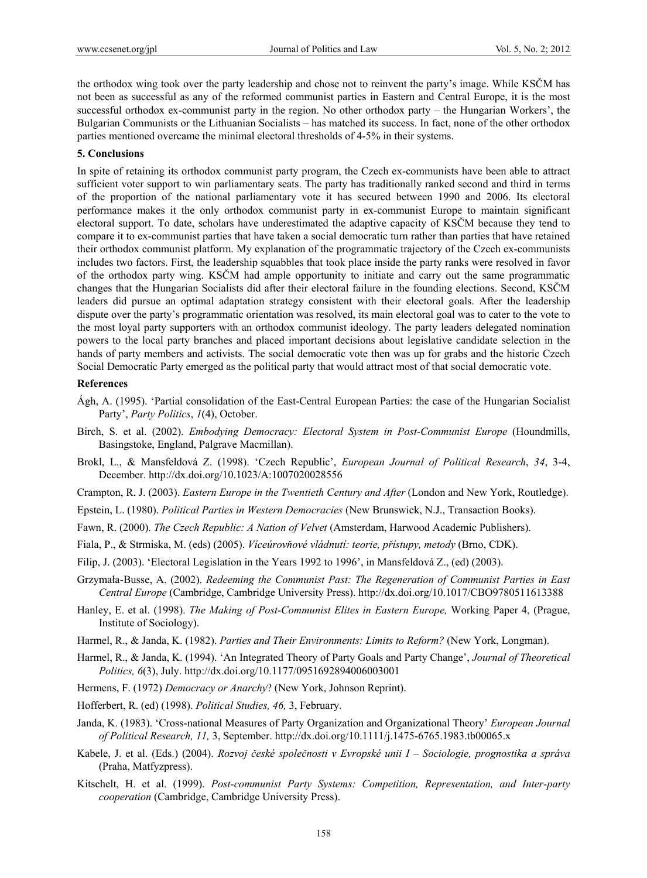the orthodox wing took over the party leadership and chose not to reinvent the party's image. While KSČM has not been as successful as any of the reformed communist parties in Eastern and Central Europe, it is the most successful orthodox ex-communist party in the region. No other orthodox party – the Hungarian Workers', the Bulgarian Communists or the Lithuanian Socialists – has matched its success. In fact, none of the other orthodox parties mentioned overcame the minimal electoral thresholds of 4-5% in their systems.

## 5. Conclusions

In spite of retaining its orthodox communist party program, the Czech ex-communists have been able to attract sufficient voter support to win parliamentary seats. The party has traditionally ranked second and third in terms of the proportion of the national parliamentary vote it has secured between 1990 and 2006. Its electoral performance makes it the only orthodox communist party in ex-communist Europe to maintain significant electoral support. To date, scholars have underestimated the adaptive capacity of KSČM because they tend to compare it to ex-communist parties that have taken a social democratic turn rather than parties that have retained their orthodox communist platform. My explanation of the programmatic trajectory of the Czech ex-communists includes two factors. First, the leadership squabbles that took place inside the party ranks were resolved in favor of the orthodox party wing. KSČM had ample opportunity to initiate and carry out the same programmatic changes that the Hungarian Socialists did after their electoral failure in the founding elections. Second, KSČM leaders did pursue an optimal adaptation strategy consistent with their electoral goals. After the leadership dispute over the party's programmatic orientation was resolved, its main electoral goal was to cater to the vote to the most loyal party supporters with an orthodox communist ideology. The party leaders delegated nomination powers to the local party branches and placed important decisions about legislative candidate selection in the hands of party members and activists. The social democratic vote then was up for grabs and the historic Czech Social Democratic Party emerged as the political party that would attract most of that social democratic vote.

## References

Ágh, A. (1995). 'Partial consolidation of the East-Central European Parties: the case of the Hungarian Socialist Party', *Party Politics*, *1*(4), October.

Birch, S. et al. (2002). *Embodying Democracy: Electoral System in Post-Communist Europe* (Houndmills, Basingstoke, England, Palgrave Macmillan).

Brokl, L., & Mansfeldová Z. (1998). 'Czech Republic', *European Journal of Political Research*, *34*, 3-4, December. http://dx.doi.org/10.1023/A:1007020028556

Crampton, R. J. (2003). *Eastern Europe in the Twentieth Century and After* (London and New York, Routledge).

Epstein, L. (1980). *Political Parties in Western Democracies* (New Brunswick, N.J., Transaction Books).

Fawn, R. (2000). *The Czech Republic: A Nation of Velvet* (Amsterdam, Harwood Academic Publishers).

Fiala, P., & Strmiska, M. (eds) (2005). *Víceúrovňové vládnutí: teorie, přístupy, metody* (Brno, CDK).

Filip, J. (2003). 'Electoral Legislation in the Years 1992 to 1996', in Mansfeldová Z., (ed) (2003).

Grzymała-Busse, A. (2002). *Redeeming the Communist Past: The Regeneration of Communist Parties in East Central Europe* (Cambridge, Cambridge University Press). http://dx.doi.org/10.1017/CBO9780511613388

Hanley, E. et al. (1998). *The Making of Post-Communist Elites in Eastern Europe,* Working Paper 4, (Prague, Institute of Sociology).

Harmel, R., & Janda, K. (1982). *Parties and Their Environments: Limits to Reform?* (New York, Longman).

Harmel, R., & Janda, K. (1994). 'An Integrated Theory of Party Goals and Party Change', *Journal of Theoretical Politics, 6*(3), July. http://dx.doi.org/10.1177/0951692894006003001

Hermens, F. (1972) *Democracy or Anarchy*? (New York, Johnson Reprint).

Hofferbert, R. (ed) (1998). *Political Studies, 46,* 3, February.

Janda, K. (1983). 'Cross-national Measures of Party Organization and Organizational Theory' *European Journal of Political Research, 11,* 3, September. http://dx.doi.org/10.1111/j.1475-6765.1983.tb00065.x

Kabele, J. et al. (Eds.) (2004). *Rozvoj české společnosti v Evropské unii I – Sociologie, prognostika a správa* (Praha, Matfyzpress).

Kitschelt, H. et al. (1999). *Post-communist Party Systems: Competition, Representation, and Inter-party cooperation* (Cambridge, Cambridge University Press).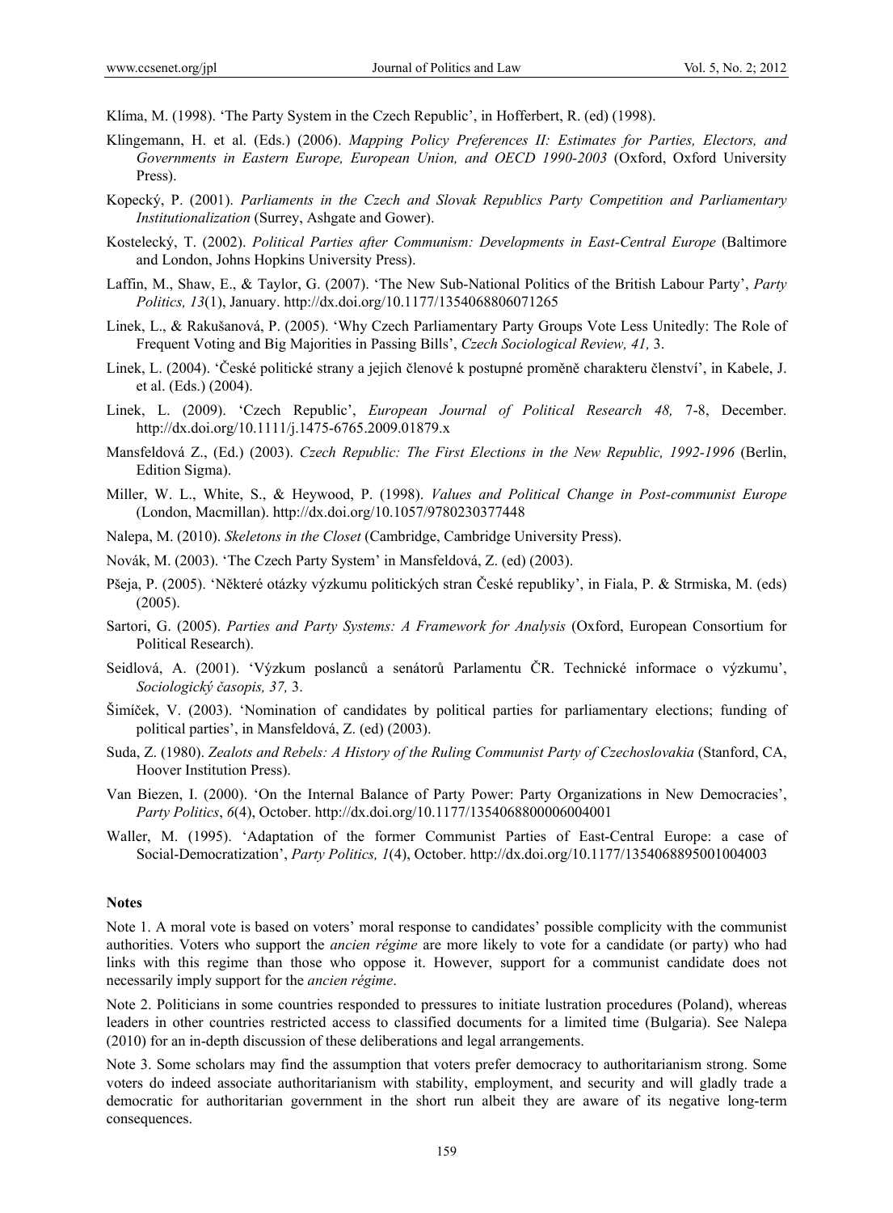Klíma, M. (1998). 'The Party System in the Czech Republic', in Hofferbert, R. (ed) (1998).

Klingemann, H. et al. (Eds.) (2006). *Mapping Policy Preferences II: Estimates for Parties, Electors, and Governments in Eastern Europe, European Union, and OECD 1990-2003* (Oxford, Oxford University Press).

Kopecký, P. (2001). *Parliaments in the Czech and Slovak Republics Party Competition and Parliamentary Institutionalization* (Surrey, Ashgate and Gower).

Kostelecký, T. (2002). *Political Parties after Communism: Developments in East-Central Europe* (Baltimore and London, Johns Hopkins University Press).

Laffin, M., Shaw, E., & Taylor, G. (2007). 'The New Sub-National Politics of the British Labour Party', *Party Politics, 13*(1), January. http://dx.doi.org/10.1177/1354068806071265

Linek, L., & Rakušanová, P. (2005). 'Why Czech Parliamentary Party Groups Vote Less Unitedly: The Role of Frequent Voting and Big Majorities in Passing Bills', *Czech Sociological Review, 41,* 3.

Linek, L. (2004). 'České politické strany a jejich členové k postupné proměně charakteru členství', in Kabele, J. et al. (Eds.) (2004).

Linek, L. (2009). 'Czech Republic', *European Journal of Political Research 48,* 7-8, December. http://dx.doi.org/10.1111/j.1475-6765.2009.01879.x

Mansfeldová Z., (Ed.) (2003). *Czech Republic: The First Elections in the New Republic, 1992-1996* (Berlin, Edition Sigma).

Miller, W. L., White, S., & Heywood, P. (1998). *Values and Political Change in Post-communist Europe* (London, Macmillan). http://dx.doi.org/10.1057/9780230377448

Nalepa, M. (2010). *Skeletons in the Closet* (Cambridge, Cambridge University Press).

Novák, M. (2003). 'The Czech Party System' in Mansfeldová, Z. (ed) (2003).

Pšeja, P. (2005). 'Některé otázky výzkumu politických stran České republiky', in Fiala, P. & Strmiska, M. (eds) (2005).

Sartori, G. (2005). *Parties and Party Systems: A Framework for Analysis* (Oxford, European Consortium for Political Research).

Seidlová, A. (2001). 'Výzkum poslanců a senátorů Parlamentu ČR. Technické informace o výzkumu', *Sociologický časopis, 37,* 3.

Šimíček, V. (2003). 'Nomination of candidates by political parties for parliamentary elections; funding of political parties', in Mansfeldová, Z. (ed) (2003).

Suda, Z. (1980). *Zealots and Rebels: A History of the Ruling Communist Party of Czechoslovakia* (Stanford, CA, Hoover Institution Press).

Van Biezen, I. (2000). 'On the Internal Balance of Party Power: Party Organizations in New Democracies', *Party Politics*, *6*(4), October. http://dx.doi.org/10.1177/1354068800006004001

Waller, M. (1995). 'Adaptation of the former Communist Parties of East-Central Europe: a case of Social-Democratization', *Party Politics, 1*(4), October. http://dx.doi.org/10.1177/1354068895001004003

**Notes**

Note 1. A moral vote is based on voters' moral response to candidates' possible complicity with the communist authorities. Voters who support the *ancien régime* are more likely to vote for a candidate (or party) who had links with this regime than those who oppose it. However, support for a communist candidate does not necessarily imply support for the *ancien régime*.

Note 2. Politicians in some countries responded to pressures to initiate lustration procedures (Poland), whereas leaders in other countries restricted access to classified documents for a limited time (Bulgaria). See Nalepa (2010) for an in-depth discussion of these deliberations and legal arrangements.

Note 3. Some scholars may find the assumption that voters prefer democracy to authoritarianism strong. Some voters do indeed associate authoritarianism with stability, employment, and security and will gladly trade a democratic for authoritarian government in the short run albeit they are aware of its negative long-term consequences.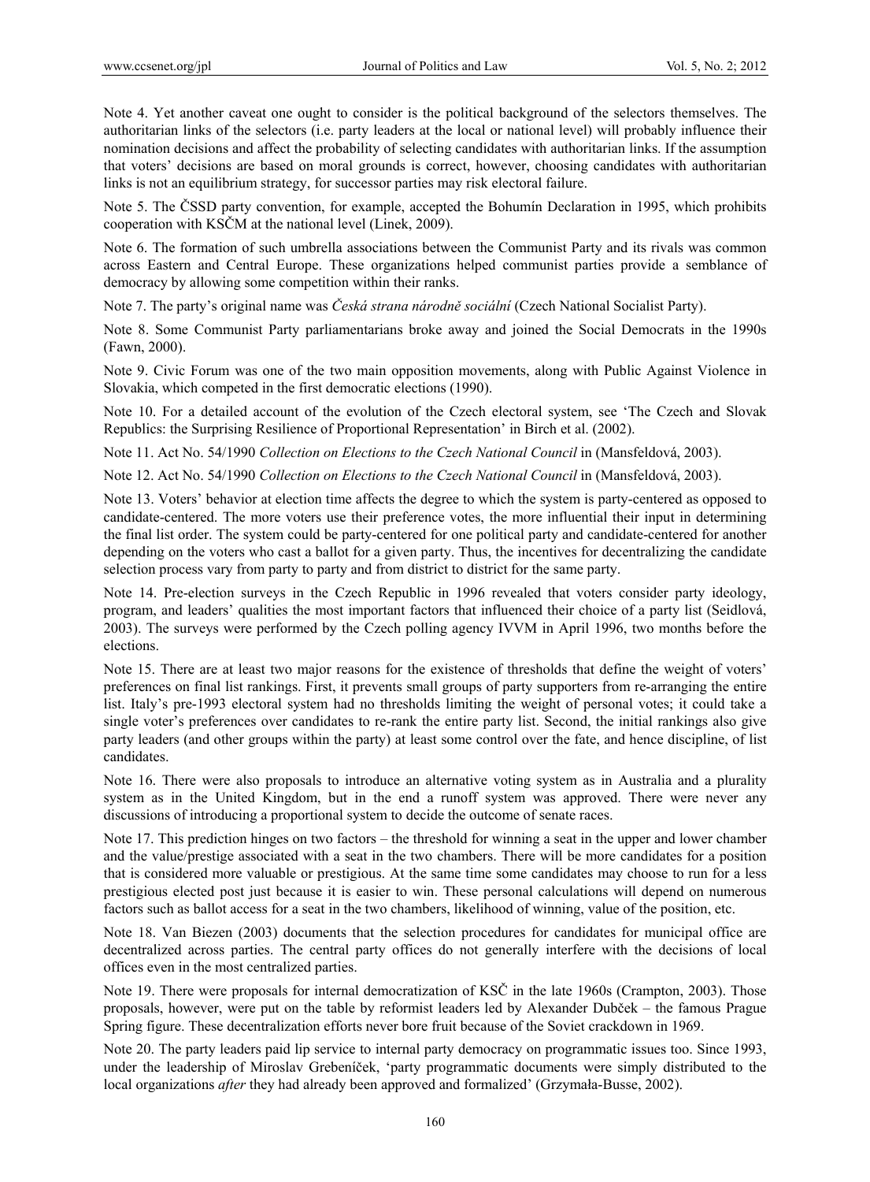Note 4. Yet another caveat one ought to consider is the political background of the selectors themselves. The authoritarian links of the selectors (i.e. party leaders at the local or national level) will probably influence their nomination decisions and affect the probability of selecting candidates with authoritarian links. If the assumption that voters' decisions are based on moral grounds is correct, however, choosing candidates with authoritarian links is not an equilibrium strategy, for successor parties may risk electoral failure.

Note 5. The ČSSD party convention, for example, accepted the Bohumín Declaration in 1995, which prohibits cooperation with KSČM at the national level (Linek, 2009).

Note 6. The formation of such umbrella associations between the Communist Party and its rivals was common across Eastern and Central Europe. These organizations helped communist parties provide a semblance of democracy by allowing some competition within their ranks.

Note 7. The party's original name was *Česká strana národně sociální* (Czech National Socialist Party).

Note 8. Some Communist Party parliamentarians broke away and joined the Social Democrats in the 1990s (Fawn, 2000).

Note 9. Civic Forum was one of the two main opposition movements, along with Public Against Violence in Slovakia, which competed in the first democratic elections (1990).

Note 10. For a detailed account of the evolution of the Czech electoral system, see 'The Czech and Slovak Republics: the Surprising Resilience of Proportional Representation' in Birch et al. (2002).

Note 11. Act No. 54/1990 *Collection on Elections to the Czech National Council* in (Mansfeldová, 2003).

Note 12. Act No. 54/1990 *Collection on Elections to the Czech National Council* in (Mansfeldová, 2003).

Note 13. Voters' behavior at election time affects the degree to which the system is party-centered as opposed to candidate-centered. The more voters use their preference votes, the more influential their input in determining the final list order. The system could be party-centered for one political party and candidate-centered for another depending on the voters who cast a ballot for a given party. Thus, the incentives for decentralizing the candidate selection process vary from party to party and from district to district for the same party.

Note 14. Pre-election surveys in the Czech Republic in 1996 revealed that voters consider party ideology, program, and leaders' qualities the most important factors that influenced their choice of a party list (Seidlová, 2003). The surveys were performed by the Czech polling agency IVVM in April 1996, two months before the elections.

Note 15. There are at least two major reasons for the existence of thresholds that define the weight of voters' preferences on final list rankings. First, it prevents small groups of party supporters from re-arranging the entire list. Italy's pre-1993 electoral system had no thresholds limiting the weight of personal votes; it could take a single voter's preferences over candidates to re-rank the entire party list. Second, the initial rankings also give party leaders (and other groups within the party) at least some control over the fate, and hence discipline, of list candidates.

Note 16. There were also proposals to introduce an alternative voting system as in Australia and a plurality system as in the United Kingdom, but in the end a runoff system was approved. There were never any discussions of introducing a proportional system to decide the outcome of senate races.

Note 17. This prediction hinges on two factors – the threshold for winning a seat in the upper and lower chamber and the value/prestige associated with a seat in the two chambers. There will be more candidates for a position that is considered more valuable or prestigious. At the same time some candidates may choose to run for a less prestigious elected post just because it is easier to win. These personal calculations will depend on numerous factors such as ballot access for a seat in the two chambers, likelihood of winning, value of the position, etc.

Note 18. Van Biezen (2003) documents that the selection procedures for candidates for municipal office are decentralized across parties. The central party offices do not generally interfere with the decisions of local offices even in the most centralized parties.

Note 19. There were proposals for internal democratization of KSČ in the late 1960s (Crampton, 2003). Those proposals, however, were put on the table by reformist leaders led by Alexander Dubček – the famous Prague Spring figure. These decentralization efforts never bore fruit because of the Soviet crackdown in 1969.

Note 20. The party leaders paid lip service to internal party democracy on programmatic issues too. Since 1993, under the leadership of Miroslav Grebeníček, 'party programmatic documents were simply distributed to the local organizations *after* they had already been approved and formalized' (Grzymała-Busse, 2002).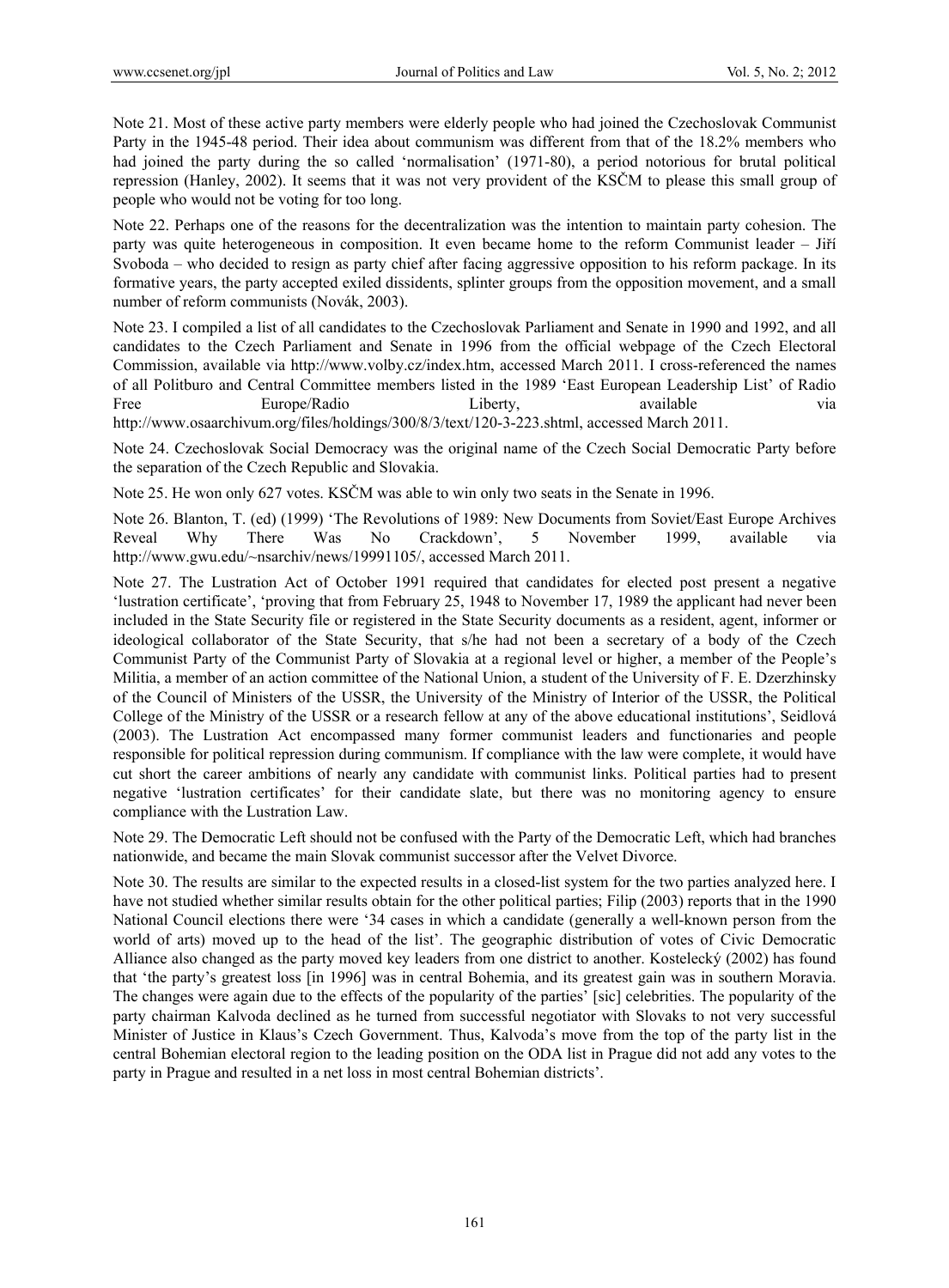Note 21. Most of these active party members were elderly people who had joined the Czechoslovak Communist Party in the 1945-48 period. Their idea about communism was different from that of the 18.2% members who had joined the party during the so called 'normalisation' (1971-80), a period notorious for brutal political repression (Hanley, 2002). It seems that it was not very provident of the KSČM to please this small group of people who would not be voting for too long.

Note 22. Perhaps one of the reasons for the decentralization was the intention to maintain party cohesion. The party was quite heterogeneous in composition. It even became home to the reform Communist leader – Jiří Svoboda – who decided to resign as party chief after facing aggressive opposition to his reform package. In its formative years, the party accepted exiled dissidents, splinter groups from the opposition movement, and a small number of reform communists (Novák, 2003).

Note 23. I compiled a list of all candidates to the Czechoslovak Parliament and Senate in 1990 and 1992, and all candidates to the Czech Parliament and Senate in 1996 from the official webpage of the Czech Electoral Commission, available via http://www.volby.cz/index.htm, accessed March 2011. I cross-referenced the names of all Politburo and Central Committee members listed in the 1989 'East European Leadership List' of Radio Free Europe/Radio Liberty, available via http://www.osaarchivum.org/files/holdings/300/8/3/text/120-3-223.shtml, accessed March 2011.

Note 24. Czechoslovak Social Democracy was the original name of the Czech Social Democratic Party before the separation of the Czech Republic and Slovakia.

Note 25. He won only 627 votes. KSČM was able to win only two seats in the Senate in 1996.

Note 26. Blanton, T. (ed) (1999) 'The Revolutions of 1989: New Documents from Soviet/East Europe Archives Reveal Why There Was No Crackdown', 5 November 1999, available via http://www.gwu.edu/~nsarchiv/news/19991105/, accessed March 2011.

Note 27. The Lustration Act of October 1991 required that candidates for elected post present a negative 'lustration certificate', 'proving that from February 25, 1948 to November 17, 1989 the applicant had never been included in the State Security file or registered in the State Security documents as a resident, agent, informer or ideological collaborator of the State Security, that s/he had not been a secretary of a body of the Czech Communist Party of the Communist Party of Slovakia at a regional level or higher, a member of the People's Militia, a member of an action committee of the National Union, a student of the University of F. E. Dzerzhinsky of the Council of Ministers of the USSR, the University of the Ministry of Interior of the USSR, the Political College of the Ministry of the USSR or a research fellow at any of the above educational institutions', Seidlová (2003). The Lustration Act encompassed many former communist leaders and functionaries and people responsible for political repression during communism. If compliance with the law were complete, it would have cut short the career ambitions of nearly any candidate with communist links. Political parties had to present negative 'lustration certificates' for their candidate slate, but there was no monitoring agency to ensure compliance with the Lustration Law.

Note 29. The Democratic Left should not be confused with the Party of the Democratic Left, which had branches nationwide, and became the main Slovak communist successor after the Velvet Divorce.

Note 30. The results are similar to the expected results in a closed-list system for the two parties analyzed here. I have not studied whether similar results obtain for the other political parties; Filip (2003) reports that in the 1990 National Council elections there were '34 cases in which a candidate (generally a well-known person from the world of arts) moved up to the head of the list'. The geographic distribution of votes of Civic Democratic Alliance also changed as the party moved key leaders from one district to another. Kostelecký (2002) has found that 'the party's greatest loss [in 1996] was in central Bohemia, and its greatest gain was in southern Moravia. The changes were again due to the effects of the popularity of the parties' [sic] celebrities. The popularity of the party chairman Kalvoda declined as he turned from successful negotiator with Slovaks to not very successful Minister of Justice in Klaus's Czech Government. Thus, Kalvoda's move from the top of the party list in the central Bohemian electoral region to the leading position on the ODA list in Prague did not add any votes to the party in Prague and resulted in a net loss in most central Bohemian districts'.